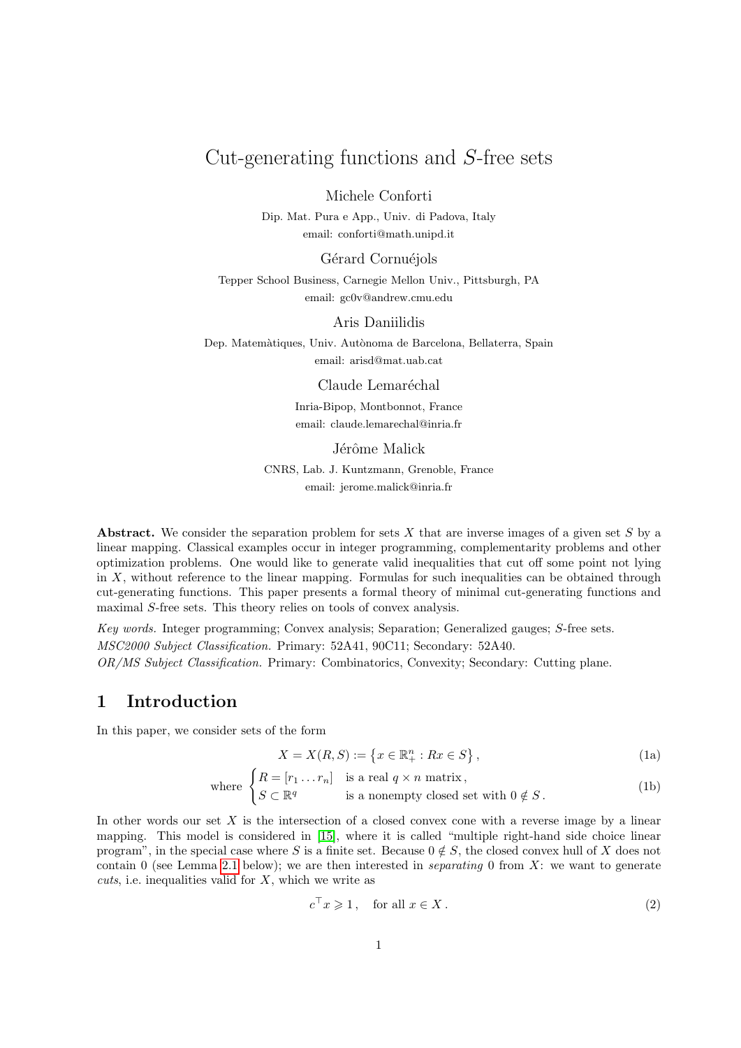# Cut-generating functions and $S$-free sets

Michele Conforti

Dip. Mat. Pura e App., Univ. di Padova, Italy
email: conforti@math.unipd.it

Gérard Cornuéjols

Tepper School Business, Carnegie Mellon Univ., Pittsburgh, PA
email: gc0v@andrew.cmu.edu

Aris Daniilidis

Dep. Matemàtiques, Univ. Autònoma de Barcelona, Bellaterra, Spain
email: arisd@mat.uab.cat

Claude Lemaréchal

Inria-Bipop, Montbonnot, France
email: claude.lemarechal@inria.fr

Jérôme Malick

CNRS, Lab. J. Kuntzmann, Grenoble, France
email: jerome.malick@inria.fr

**Abstract.** We consider the separation problem for sets $X$ that are inverse images of a given set $S$ by a linear mapping. Classical examples occur in integer programming, complementarity problems and other optimization problems. One would like to generate valid inequalities that cut off some point not lying in $X$, without reference to the linear mapping. Formulas for such inequalities can be obtained through cut-generating functions. This paper presents a formal theory of minimal cut-generating functions and maximal $S$-free sets. This theory relies on tools of convex analysis.

*Key words.* Integer programming; Convex analysis; Separation; Generalized gauges; $S$-free sets.

*MSC2000 Subject Classification.* Primary: 52A41, 90C11; Secondary: 52A40.

*OR/MS Subject Classification.* Primary: Combinatorics, Convexity; Secondary: Cutting plane.

## 1 Introduction

In this paper, we consider sets of the form

$$X = X(R, S) := \{x \in \mathbb{R}^n_+ : Rx \in S\}, \tag{1a}$$

$$\text{where } \begin{cases} R = [r_1 \dots r_n] & \text{is a real } q \times n \text{ matrix}, \\ S \subset \mathbb{R}^q & \text{is a nonempty closed set with } 0 \notin S. \end{cases} \tag{1b}$$

In other words our set $X$ is the intersection of a closed convex cone with a reverse image by a linear mapping. This model is considered in [15], where it is called "multiple right-hand side choice linear program", in the special case where $S$ is a finite set. Because $0 \notin S$, the closed convex hull of $X$ does not contain 0 (see Lemma 2.1 below); we are then interested in *separating* 0 from $X$: we want to generate *cuts*, i.e. inequalities valid for $X$, which we write as

$$c^\top x \geqslant 1, \quad \text{for all } x \in X. \tag{2}$$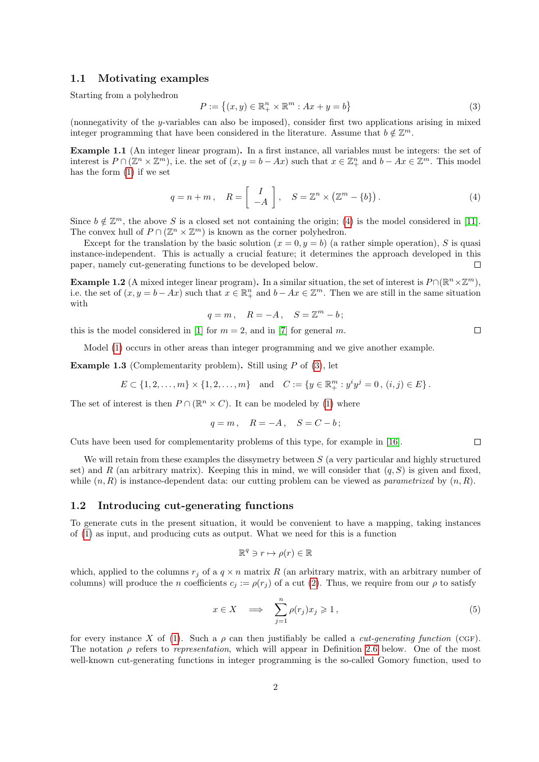### 1.1 Motivating examples

Starting from a polyhedron

$$P := \{(x,y) \in \mathbb{R}^n_+ \times \mathbb{R}^m : Ax + y = b\} \tag{3}$$

(nonnegativity of the $y$-variables can also be imposed), consider first two applications arising in mixed integer programming that have been considered in the literature. Assume that $b \notin \mathbb{Z}^m$.

**Example 1.1** (An integer linear program)**.** In a first instance, all variables must be integers: the set of interest is $P \cap (\mathbb{Z}^n \times \mathbb{Z}^m)$, i.e. the set of $(x, y = b - Ax)$ such that $x \in \mathbb{Z}^n_+$ and $b - Ax \in \mathbb{Z}^m$. This model has the form (1) if we set

$$q = n + m\,, \quad R = \begin{bmatrix} I \\ -A \end{bmatrix}, \quad S = \mathbb{Z}^n \times \big(\mathbb{Z}^m - \{b\}\big)\,. \tag{4}$$

Since $b \notin \mathbb{Z}^m$, the above $S$ is a closed set not containing the origin; (4) is the model considered in [11]. The convex hull of $P \cap (\mathbb{Z}^n \times \mathbb{Z}^m)$ is known as the corner polyhedron.

Except for the translation by the basic solution $(x = 0, y = b)$ (a rather simple operation), $S$ is quasi instance-independent. This is actually a crucial feature; it determines the approach developed in this paper, namely cut-generating functions to be developed below. □

**Example 1.2** (A mixed integer linear program)**.** In a similar situation, the set of interest is $P \cap (\mathbb{R}^n \times \mathbb{Z}^m)$, i.e. the set of $(x, y = b - Ax)$ such that $x \in \mathbb{R}^n_+$ and $b - Ax \in \mathbb{Z}^m$. Then we are still in the same situation with

$$q = m\,, \quad R = -A\,, \quad S = \mathbb{Z}^m - b\,;$$

this is the model considered in [1] for $m = 2$, and in [7] for general $m$. □

Model (1) occurs in other areas than integer programming and we give another example.

**Example 1.3** (Complementarity problem)**.** Still using $P$ of (3), let

$$E \subset \{1, 2, \ldots, m\} \times \{1, 2, \ldots, m\} \quad \text{and} \quad C := \{y \in \mathbb{R}^m_+ : y^i y^j = 0\,,\, (i,j) \in E\}\,.$$

The set of interest is then $P \cap (\mathbb{R}^n \times C)$. It can be modeled by (1) where

$$q = m\,, \quad R = -A\,, \quad S = C - b\,;$$

Cuts have been used for complementarity problems of this type, for example in [16]. □

We will retain from these examples the dissymetry between $S$ (a very particular and highly structured set) and $R$ (an arbitrary matrix). Keeping this in mind, we will consider that $(q, S)$ is given and fixed, while $(n, R)$ is instance-dependent data: our cutting problem can be viewed as *parametrized* by $(n, R)$.

### 1.2 Introducing cut-generating functions

To generate cuts in the present situation, it would be convenient to have a mapping, taking instances of (1) as input, and producing cuts as output. What we need for this is a function

$$\mathbb{R}^q \ni r \mapsto \rho(r) \in \mathbb{R}$$

which, applied to the columns $r_j$ of a $q \times n$ matrix $R$ (an arbitrary matrix, with an arbitrary number of columns) will produce the $n$ coefficients $c_j := \rho(r_j)$ of a cut (2). Thus, we require from our $\rho$ to satisfy

$$x \in X \quad \Longrightarrow \quad \sum_{j=1}^n \rho(r_j) x_j \geqslant 1\,, \tag{5}$$

for every instance $X$ of (1). Such a $\rho$ can then justifiably be called a *cut-generating function* (CGF). The notation $\rho$ refers to *representation*, which will appear in Definition 2.6 below. One of the most well-known cut-generating functions in integer programming is the so-called Gomory function, used to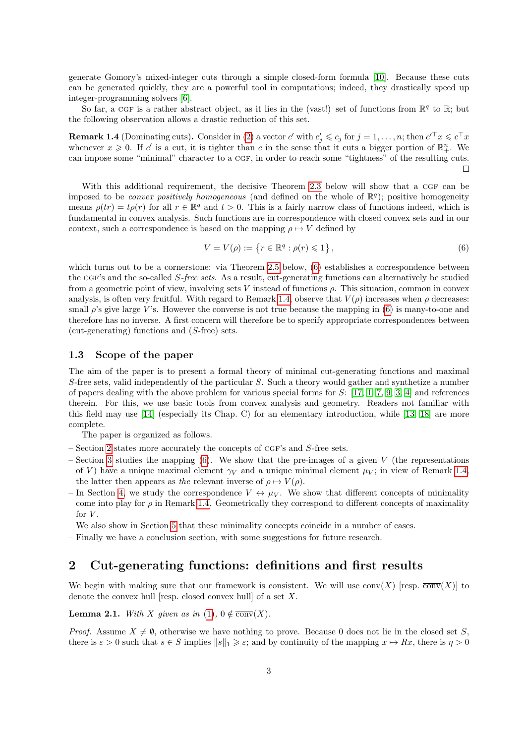generate Gomory's mixed-integer cuts through a simple closed-form formula [10]. Because these cuts can be generated quickly, they are a powerful tool in computations; indeed, they drastically speed up integer-programming solvers [6].

So far, a CGF is a rather abstract object, as it lies in the (vast!) set of functions from $\mathbb{R}^q$ to $\mathbb{R}$; but the following observation allows a drastic reduction of this set.

**Remark 1.4** (Dominating cuts)**.** Consider in (2) a vector $c'$ with $c'_j \leqslant c_j$ for $j = 1, \dots, n$; then $c'^\top x \leqslant c^\top x$ whenever $x \geqslant 0$. If $c'$ is a cut, it is tighter than $c$ in the sense that it cuts a bigger portion of $\mathbb{R}^n_+$. We can impose some "minimal" character to a CGF, in order to reach some "tightness" of the resulting cuts. □

With this additional requirement, the decisive Theorem 2.3 below will show that a CGF can be imposed to be *convex positively homogeneous* (and defined on the whole of $\mathbb{R}^q$); positive homogeneity means $\rho(tr) = t\rho(r)$ for all $r \in \mathbb{R}^q$ and $t > 0$. This is a fairly narrow class of functions indeed, which is fundamental in convex analysis. Such functions are in correspondence with closed convex sets and in our context, such a correspondence is based on the mapping $\rho \mapsto V$ defined by

$$V = V(\rho) := \left\{ r \in \mathbb{R}^q : \rho(r) \leqslant 1 \right\}, \tag{6}$$

which turns out to be a cornerstone: via Theorem 2.5 below, (6) establishes a correspondence between the CGF's and the so-called *S-free sets*. As a result, cut-generating functions can alternatively be studied from a geometric point of view, involving sets $V$ instead of functions $\rho$. This situation, common in convex analysis, is often very fruitful. With regard to Remark 1.4, observe that $V(\rho)$ increases when $\rho$ decreases: small $\rho$'s give large $V$'s. However the converse is not true because the mapping in (6) is many-to-one and therefore has no inverse. A first concern will therefore be to specify appropriate correspondences between (cut-generating) functions and ($S$-free) sets.

### 1.3 Scope of the paper

The aim of the paper is to present a formal theory of minimal cut-generating functions and maximal $S$-free sets, valid independently of the particular $S$. Such a theory would gather and synthetize a number of papers dealing with the above problem for various special forms for $S$: [17, 1, 7, 9, 3, 4] and references therein. For this, we use basic tools from convex analysis and geometry. Readers not familiar with this field may use [14] (especially its Chap. C) for an elementary introduction, while [13, 18] are more complete.

The paper is organized as follows.

- Section 2 states more accurately the concepts of CGF's and $S$-free sets.
- Section 3 studies the mapping (6). We show that the pre-images of a given $V$ (the representations of $V$) have a unique maximal element $\gamma_V$ and a unique minimal element $\mu_V$; in view of Remark 1.4, the latter then appears as *the* relevant inverse of $\rho \mapsto V(\rho)$.
- In Section 4, we study the correspondence $V \leftrightarrow \mu_V$. We show that different concepts of minimality come into play for $\rho$ in Remark 1.4. Geometrically they correspond to different concepts of maximality for $V$.
- We also show in Section 5 that these minimality concepts coincide in a number of cases.
- Finally we have a conclusion section, with some suggestions for future research.

## 2 Cut-generating functions: definitions and first results

We begin with making sure that our framework is consistent. We will use $\text{conv}(X)$ [resp. $\overline{\text{conv}}(X)$] to denote the convex hull [resp. closed convex hull] of a set $X$.

**Lemma 2.1.** *With $X$ given as in (1), $0 \notin \overline{\text{conv}}(X)$.*

*Proof.* Assume $X \neq \emptyset$, otherwise we have nothing to prove. Because 0 does not lie in the closed set $S$, there is $\varepsilon > 0$ such that $s \in S$ implies $\|s\|_1 \geqslant \varepsilon$; and by continuity of the mapping $x \mapsto Rx$, there is $\eta > 0$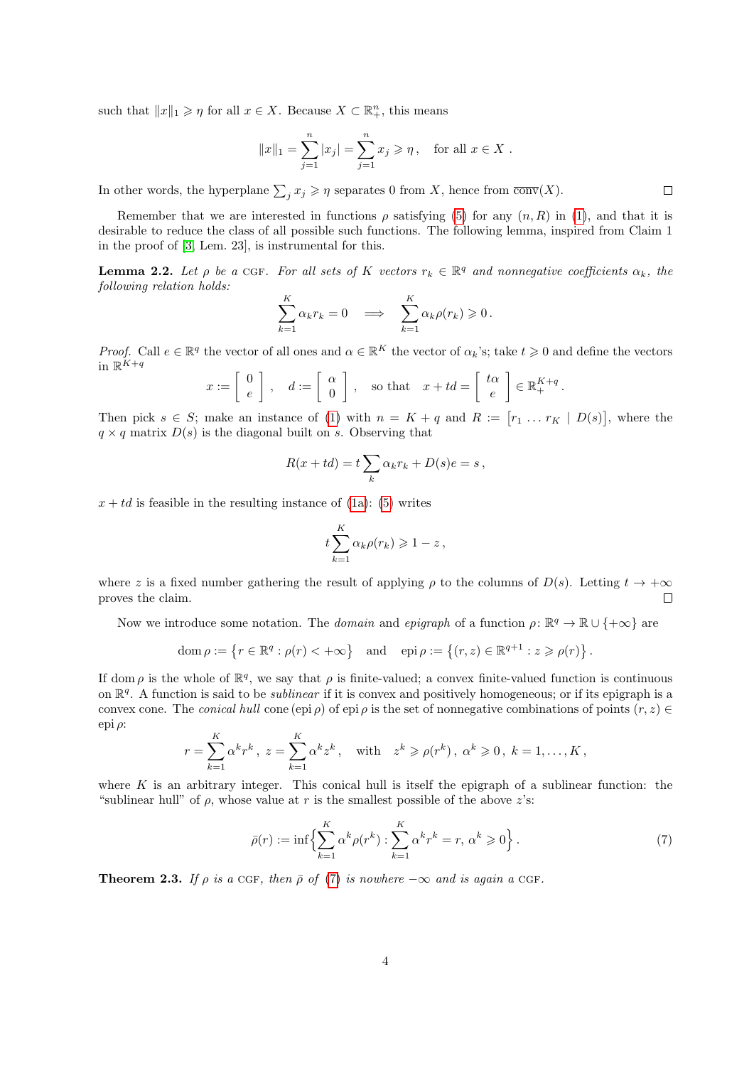such that $\|x\|_1 \geqslant \eta$ for all $x \in X$. Because $X \subset \mathbb{R}^n_+$, this means

$$\|x\|_1 = \sum_{j=1}^n |x_j| = \sum_{j=1}^n x_j \geqslant \eta\,, \quad \text{for all } x \in X\,.$$

In other words, the hyperplane $\sum_j x_j \geqslant \eta$ separates 0 from $X$, hence from $\overline{\text{conv}}(X)$. ☐

Remember that we are interested in functions $\rho$ satisfying (5) for any $(n, R)$ in (1), and that it is desirable to reduce the class of all possible such functions. The following lemma, inspired from Claim 1 in the proof of [3, Lem. 23], is instrumental for this.

**Lemma 2.2.** *Let $\rho$ be a* CGF*. For all sets of $K$ vectors $r_k \in \mathbb{R}^q$ and nonnegative coefficients $\alpha_k$, the following relation holds:*

$$\sum_{k=1}^K \alpha_k r_k = 0 \quad \Longrightarrow \quad \sum_{k=1}^K \alpha_k \rho(r_k) \geqslant 0\,.$$

*Proof.* Call $e \in \mathbb{R}^q$ the vector of all ones and $\alpha \in \mathbb{R}^K$ the vector of $\alpha_k$'s; take $t \geqslant 0$ and define the vectors in $\mathbb{R}^{K+q}$

$$x := \begin{bmatrix} 0 \\ e \end{bmatrix}, \quad d := \begin{bmatrix} \alpha \\ 0 \end{bmatrix}, \quad \text{so that} \quad x + td = \begin{bmatrix} t\alpha \\ e \end{bmatrix} \in \mathbb{R}^{K+q}_+\,.$$

Then pick $s \in S$; make an instance of (1) with $n = K + q$ and $R := \big[r_1 \ldots r_K \mid D(s)\big]$, where the $q \times q$ matrix $D(s)$ is the diagonal built on $s$. Observing that

$$R(x + td) = t \sum_k \alpha_k r_k + D(s)e = s\,,$$

$x + td$ is feasible in the resulting instance of (1a): (5) writes

$$t \sum_{k=1}^K \alpha_k \rho(r_k) \geqslant 1 - z\,,$$

where $z$ is a fixed number gathering the result of applying $\rho$ to the columns of $D(s)$. Letting $t \to +\infty$ proves the claim. ☐

Now we introduce some notation. The *domain* and *epigraph* of a function $\rho \colon \mathbb{R}^q \to \mathbb{R} \cup \{+\infty\}$ are

$$\text{dom}\,\rho := \big\{r \in \mathbb{R}^q : \rho(r) < +\infty\big\} \quad \text{and} \quad \text{epi}\,\rho := \big\{(r, z) \in \mathbb{R}^{q+1} : z \geqslant \rho(r)\big\}\,.$$

If $\text{dom}\,\rho$ is the whole of $\mathbb{R}^q$, we say that $\rho$ is finite-valued; a convex finite-valued function is continuous on $\mathbb{R}^q$. A function is said to be *sublinear* if it is convex and positively homogeneous; or if its epigraph is a convex cone. The *conical hull* $\text{cone}(\text{epi}\,\rho)$ of $\text{epi}\,\rho$ is the set of nonnegative combinations of points $(r, z) \in \text{epi}\,\rho$:

$$r = \sum_{k=1}^K \alpha^k r^k\,,\; z = \sum_{k=1}^K \alpha^k z^k\,, \quad \text{with} \quad z^k \geqslant \rho(r^k)\,,\; \alpha^k \geqslant 0\,,\; k = 1, \ldots, K\,,$$

where $K$ is an arbitrary integer. This conical hull is itself the epigraph of a sublinear function: the "sublinear hull" of $\rho$, whose value at $r$ is the smallest possible of the above $z$'s:

$$\bar{\rho}(r) := \inf \Big\{ \sum_{k=1}^K \alpha^k \rho(r^k) : \sum_{k=1}^K \alpha^k r^k = r,\, \alpha^k \geqslant 0 \Big\}\,. \tag{7}$$

**Theorem 2.3.** *If $\rho$ is a* CGF*, then $\bar{\rho}$ of (7) is nowhere $-\infty$ and is again a* CGF*.*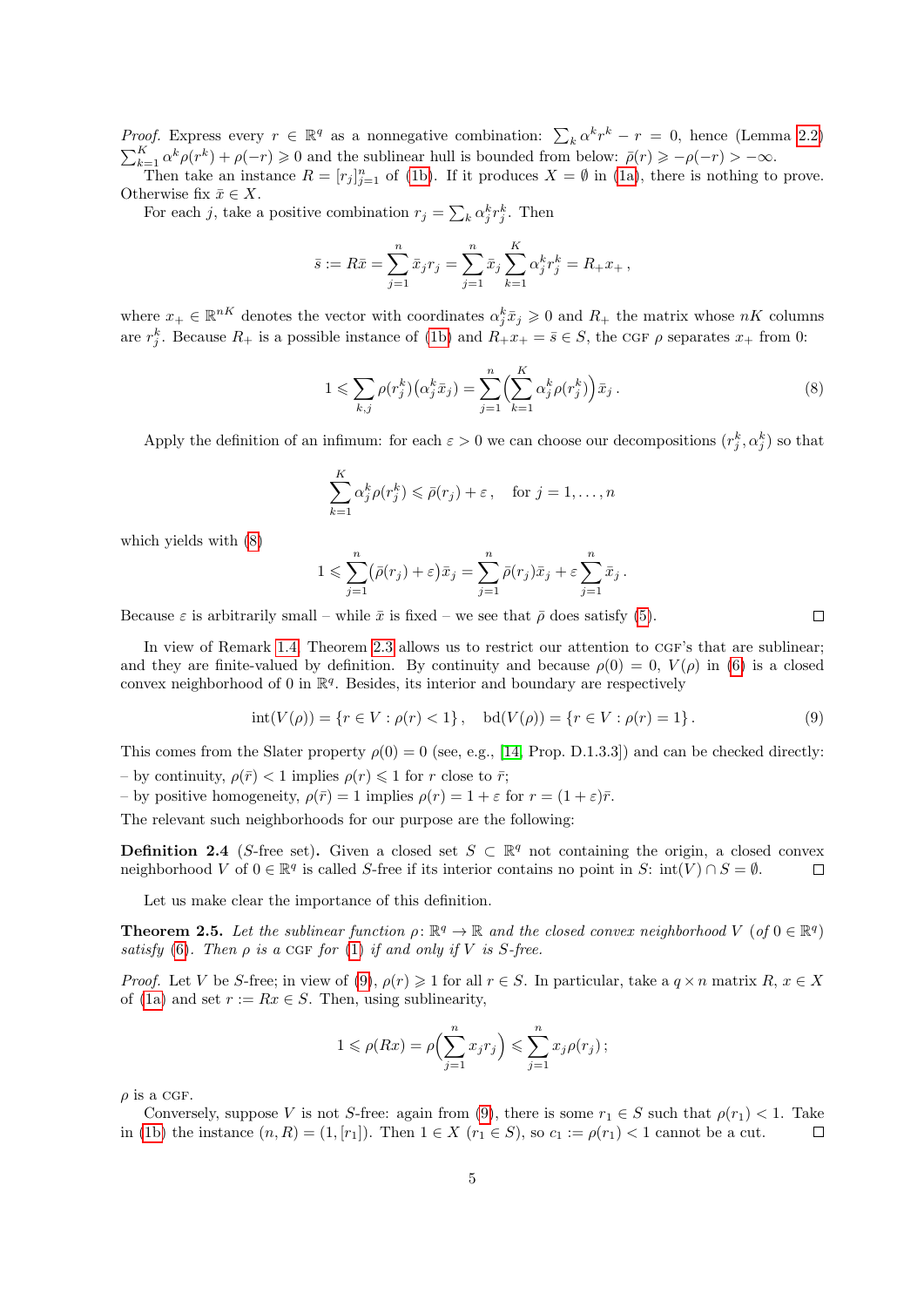*Proof.* Express every $r \in \mathbb{R}^q$ as a nonnegative combination: $\sum_k \alpha^k r^k - r = 0$, hence (Lemma 2.2) $\sum_{k=1}^K \alpha^k \rho(r^k) + \rho(-r) \geqslant 0$ and the sublinear hull is bounded from below: $\bar\rho(r) \geqslant -\rho(-r) > -\infty$.

Then take an instance $R = [r_j]_{j=1}^n$ of (1b). If it produces $X = \emptyset$ in (1a), there is nothing to prove. Otherwise fix $\bar x \in X$.

For each $j$, take a positive combination $r_j = \sum_k \alpha_j^k r_j^k$. Then

$$\bar s := R\bar x = \sum_{j=1}^n \bar x_j r_j = \sum_{j=1}^n \bar x_j \sum_{k=1}^K \alpha_j^k r_j^k = R_+ x_+ \,,$$

where $x_+ \in \mathbb{R}^{nK}$ denotes the vector with coordinates $\alpha_j^k \bar x_j \geqslant 0$ and $R_+$ the matrix whose $nK$ columns are $r_j^k$. Because $R_+$ is a possible instance of (1b) and $R_+ x_+ = \bar s \in S$, the CGF $\rho$ separates $x_+$ from 0:

$$1 \leqslant \sum_{k,j} \rho(r_j^k)\big(\alpha_j^k \bar x_j\big) = \sum_{j=1}^n \Big(\sum_{k=1}^K \alpha_j^k \rho(r_j^k)\Big) \bar x_j \,. \tag{8}$$

Apply the definition of an infimum: for each $\varepsilon > 0$ we can choose our decompositions $(r_j^k, \alpha_j^k)$ so that

$$\sum_{k=1}^K \alpha_j^k \rho(r_j^k) \leqslant \bar\rho(r_j) + \varepsilon \,, \quad \text{for } j = 1, \ldots, n$$

which yields with (8)

$$1 \leqslant \sum_{j=1}^n \big(\bar\rho(r_j) + \varepsilon\big)\bar x_j = \sum_{j=1}^n \bar\rho(r_j)\bar x_j + \varepsilon \sum_{j=1}^n \bar x_j \,.$$

Because $\varepsilon$ is arbitrarily small – while $\bar x$ is fixed – we see that $\bar\rho$ does satisfy (5). ☐

In view of Remark 1.4, Theorem 2.3 allows us to restrict our attention to CGF's that are sublinear; and they are finite-valued by definition. By continuity and because $\rho(0) = 0$, $V(\rho)$ in (6) is a closed convex neighborhood of 0 in $\mathbb{R}^q$. Besides, its interior and boundary are respectively

$$\operatorname{int}(V(\rho)) = \{r \in V : \rho(r) < 1\} \,, \quad \operatorname{bd}(V(\rho)) = \{r \in V : \rho(r) = 1\} \,. \tag{9}$$

This comes from the Slater property $\rho(0) = 0$ (see, e.g., [14, Prop. D.1.3.3]) and can be checked directly:

– by continuity, $\rho(\bar r) < 1$ implies $\rho(r) \leqslant 1$ for $r$ close to $\bar r$;

– by positive homogeneity, $\rho(\bar r) = 1$ implies $\rho(r) = 1 + \varepsilon$ for $r = (1+\varepsilon)\bar r$.

The relevant such neighborhoods for our purpose are the following:

**Definition 2.4** ($S$-free set). Given a closed set $S \subset \mathbb{R}^q$ not containing the origin, a closed convex neighborhood $V$ of $0 \in \mathbb{R}^q$ is called $S$-free if its interior contains no point in $S$: $\operatorname{int}(V) \cap S = \emptyset$. ☐

Let us make clear the importance of this definition.

**Theorem 2.5.** *Let the sublinear function $\rho\colon \mathbb{R}^q \to \mathbb{R}$ and the closed convex neighborhood $V$ (of $0 \in \mathbb{R}^q$) satisfy (6). Then $\rho$ is a CGF for (1) if and only if $V$ is $S$-free.*

*Proof.* Let $V$ be $S$-free; in view of (9), $\rho(r) \geqslant 1$ for all $r \in S$. In particular, take a $q \times n$ matrix $R$, $x \in X$ of (1a) and set $r := Rx \in S$. Then, using sublinearity,

$$1 \leqslant \rho(Rx) = \rho\Big(\sum_{j=1}^n x_j r_j\Big) \leqslant \sum_{j=1}^n x_j \rho(r_j) \,;$$

$\rho$ is a CGF.

Conversely, suppose $V$ is not $S$-free: again from (9), there is some $r_1 \in S$ such that $\rho(r_1) < 1$. Take in (1b) the instance $(n, R) = (1, [r_1])$. Then $1 \in X$ ($r_1 \in S$), so $c_1 := \rho(r_1) < 1$ cannot be a cut. ☐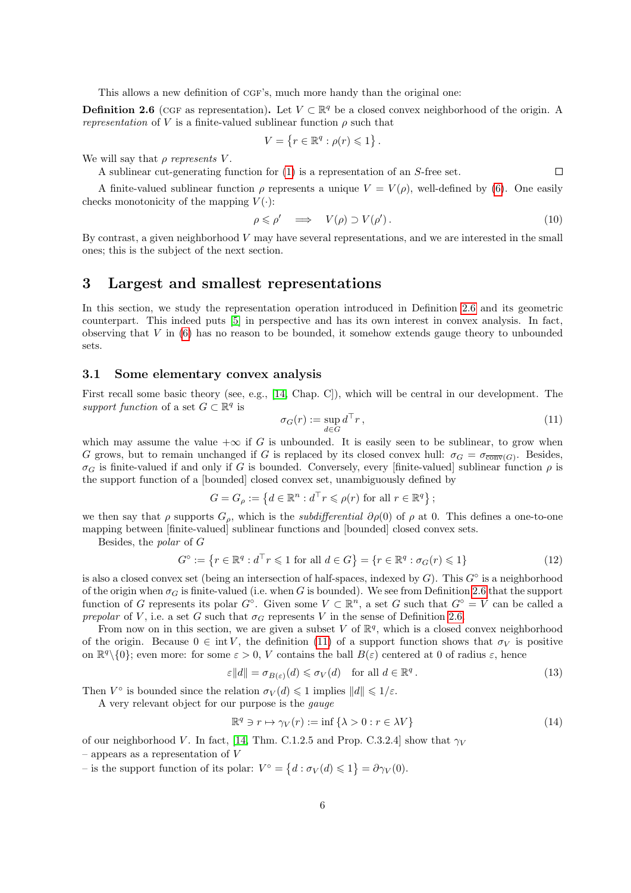This allows a new definition of CGF's, much more handy than the original one:

**Definition 2.6** (CGF as representation)**.** Let $V \subset \mathbb{R}^q$ be a closed convex neighborhood of the origin. A *representation* of $V$ is a finite-valued sublinear function $\rho$ such that

$$V = \{r \in \mathbb{R}^q : \rho(r) \leqslant 1\}.$$

We will say that $\rho$ *represents* $V$.

A sublinear cut-generating function for (1) is a representation of an $S$-free set. $\square$

A finite-valued sublinear function $\rho$ represents a unique $V = V(\rho)$, well-defined by (6). One easily checks monotonicity of the mapping $V(\cdot)$:

$$\rho \leqslant \rho' \quad \Longrightarrow \quad V(\rho) \supset V(\rho'). \tag{10}$$

By contrast, a given neighborhood $V$ may have several representations, and we are interested in the small ones; this is the subject of the next section.

# 3 Largest and smallest representations

In this section, we study the representation operation introduced in Definition 2.6 and its geometric counterpart. This indeed puts [5] in perspective and has its own interest in convex analysis. In fact, observing that $V$ in (6) has no reason to be bounded, it somehow extends gauge theory to unbounded sets.

## 3.1 Some elementary convex analysis

First recall some basic theory (see, e.g., [14, Chap. C]), which will be central in our development. The *support function* of a set $G \subset \mathbb{R}^q$ is

$$\sigma_G(r) := \sup_{d \in G} d^\top r, \tag{11}$$

which may assume the value $+\infty$ if $G$ is unbounded. It is easily seen to be sublinear, to grow when $G$ grows, but to remain unchanged if $G$ is replaced by its closed convex hull: $\sigma_G = \sigma_{\overline{\mathrm{conv}}(G)}$. Besides, $\sigma_G$ is finite-valued if and only if $G$ is bounded. Conversely, every [finite-valued] sublinear function $\rho$ is the support function of a [bounded] closed convex set, unambiguously defined by

$$G = G_\rho := \{d \in \mathbb{R}^n : d^\top r \leqslant \rho(r) \text{ for all } r \in \mathbb{R}^q\};$$

we then say that $\rho$ supports $G_\rho$, which is the *subdifferential* $\partial\rho(0)$ of $\rho$ at 0. This defines a one-to-one mapping between [finite-valued] sublinear functions and [bounded] closed convex sets.

Besides, the *polar* of $G$

$$G^\circ := \{r \in \mathbb{R}^q : d^\top r \leqslant 1 \text{ for all } d \in G\} = \{r \in \mathbb{R}^q : \sigma_G(r) \leqslant 1\} \tag{12}$$

is also a closed convex set (being an intersection of half-spaces, indexed by $G$). This $G^\circ$ is a neighborhood of the origin when $\sigma_G$ is finite-valued (i.e. when $G$ is bounded). We see from Definition 2.6 that the support function of $G$ represents its polar $G^\circ$. Given some $V \subset \mathbb{R}^n$, a set $G$ such that $G^\circ = V$ can be called a *prepolar* of $V$, i.e. a set $G$ such that $\sigma_G$ represents $V$ in the sense of Definition 2.6.

From now on in this section, we are given a subset $V$ of $\mathbb{R}^q$, which is a closed convex neighborhood of the origin. Because $0 \in \operatorname{int} V$, the definition (11) of a support function shows that $\sigma_V$ is positive on $\mathbb{R}^q \backslash \{0\}$; even more: for some $\varepsilon > 0$, $V$ contains the ball $B(\varepsilon)$ centered at 0 of radius $\varepsilon$, hence

$$\varepsilon \|d\| = \sigma_{B(\varepsilon)}(d) \leqslant \sigma_V(d) \quad \text{for all } d \in \mathbb{R}^q. \tag{13}$$

Then $V^\circ$ is bounded since the relation $\sigma_V(d) \leqslant 1$ implies $\|d\| \leqslant 1/\varepsilon$.

A very relevant object for our purpose is the *gauge*

$$\mathbb{R}^q \ni r \mapsto \gamma_V(r) := \inf\{\lambda > 0 : r \in \lambda V\} \tag{14}$$

of our neighborhood $V$. In fact, [14, Thm. C.1.2.5 and Prop. C.3.2.4] show that $\gamma_V$

– appears as a representation of $V$

– is the support function of its polar: $V^\circ = \{d : \sigma_V(d) \leqslant 1\} = \partial\gamma_V(0)$.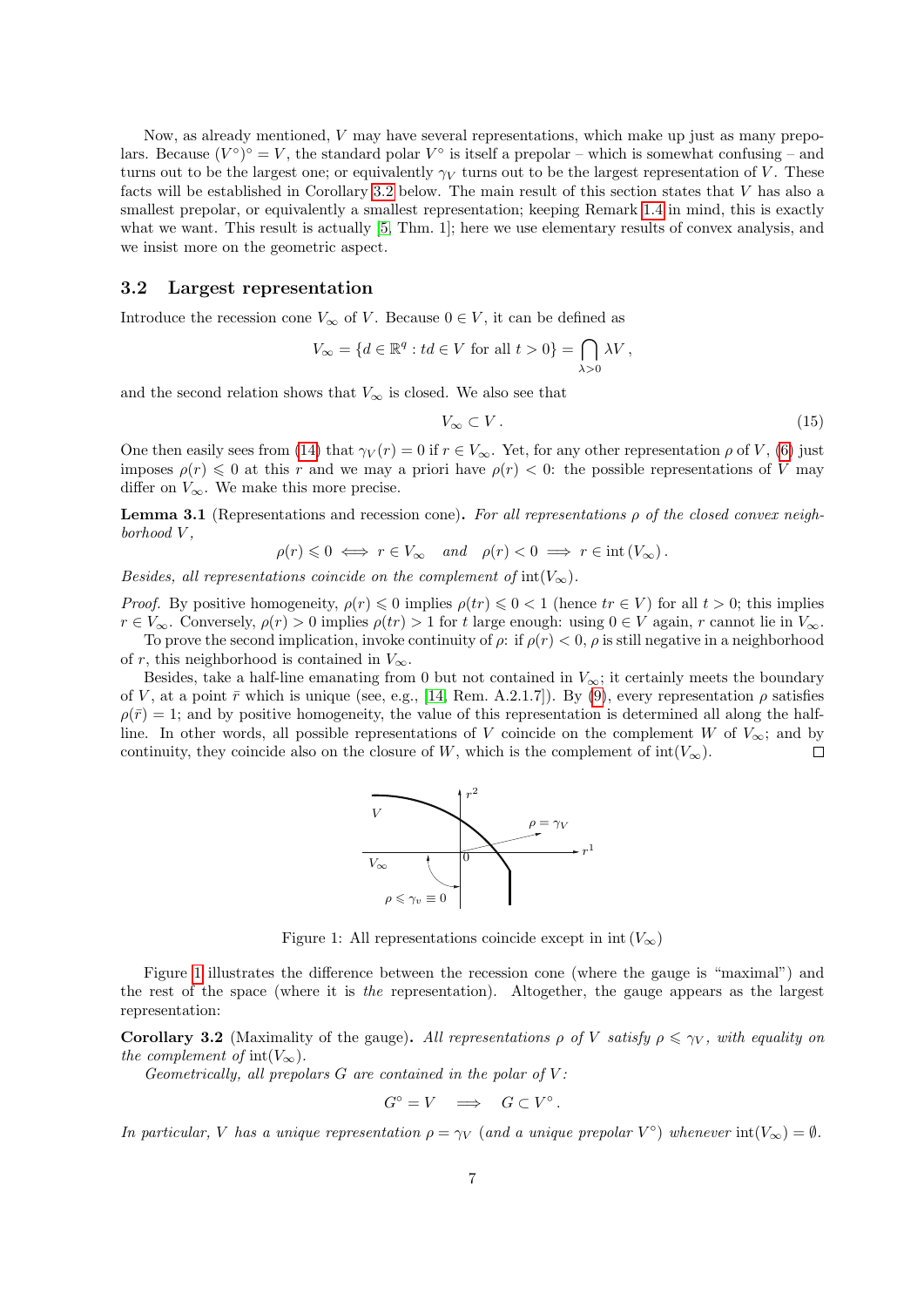Now, as already mentioned, $V$ may have several representations, which make up just as many prepolars. Because $(V^\circ)^\circ = V$, the standard polar $V^\circ$ is itself a prepolar – which is somewhat confusing – and turns out to be the largest one; or equivalently $\gamma_V$ turns out to be the largest representation of $V$. These facts will be established in Corollary 3.2 below. The main result of this section states that $V$ has also a smallest prepolar, or equivalently a smallest representation; keeping Remark 1.4 in mind, this is exactly what we want. This result is actually [5, Thm. 1]; here we use elementary results of convex analysis, and we insist more on the geometric aspect.

### 3.2 Largest representation

Introduce the recession cone $V_\infty$ of $V$. Because $0 \in V$, it can be defined as

$$V_\infty = \{d \in \mathbb{R}^q : td \in V \text{ for all } t > 0\} = \bigcap_{\lambda > 0} \lambda V\,,$$

and the second relation shows that $V_\infty$ is closed. We also see that

$$V_\infty \subset V\,. \tag{15}$$

One then easily sees from (14) that $\gamma_V(r) = 0$ if $r \in V_\infty$. Yet, for any other representation $\rho$ of $V$, (6) just imposes $\rho(r) \leqslant 0$ at this $r$ and we may a priori have $\rho(r) < 0$: the possible representations of $V$ may differ on $V_\infty$. We make this more precise.

**Lemma 3.1** (Representations and recession cone)**.** *For all representations $\rho$ of the closed convex neighborhood $V$,*

$$\rho(r) \leqslant 0 \iff r \in V_\infty \quad \text{and} \quad \rho(r) < 0 \implies r \in \operatorname{int}(V_\infty)\,.$$

*Besides, all representations coincide on the complement of* $\operatorname{int}(V_\infty)$.

*Proof.* By positive homogeneity, $\rho(r) \leqslant 0$ implies $\rho(tr) \leqslant 0 < 1$ (hence $tr \in V$) for all $t > 0$; this implies $r \in V_\infty$. Conversely, $\rho(r) > 0$ implies $\rho(tr) > 1$ for $t$ large enough: using $0 \in V$ again, $r$ cannot lie in $V_\infty$.

To prove the second implication, invoke continuity of $\rho$: if $\rho(r) < 0$, $\rho$ is still negative in a neighborhood of $r$, this neighborhood is contained in $V_\infty$.

Besides, take a half-line emanating from 0 but not contained in $V_\infty$; it certainly meets the boundary of $V$, at a point $\bar{r}$ which is unique (see, e.g., [14, Rem. A.2.1.7]). By (9), every representation $\rho$ satisfies $\rho(\bar{r}) = 1$; and by positive homogeneity, the value of this representation is determined all along the half-line. In other words, all possible representations of $V$ coincide on the complement $W$ of $V_\infty$; and by continuity, they coincide also on the closure of $W$, which is the complement of $\operatorname{int}(V_\infty)$. $\square$

Figure 1: All representations coincide except in $\operatorname{int}(V_\infty)$

Figure 1 illustrates the difference between the recession cone (where the gauge is "maximal") and the rest of the space (where it is *the* representation). Altogether, the gauge appears as the largest representation:

**Corollary 3.2** (Maximality of the gauge)**.** *All representations $\rho$ of $V$ satisfy $\rho \leqslant \gamma_V$, with equality on the complement of* $\operatorname{int}(V_\infty)$.

*Geometrically, all prepolars $G$ are contained in the polar of $V$:*

$$G^\circ = V \quad \implies \quad G \subset V^\circ\,.$$

*In particular, $V$ has a unique representation $\rho = \gamma_V$ (and a unique prepolar $V^\circ$) whenever* $\operatorname{int}(V_\infty) = \emptyset$.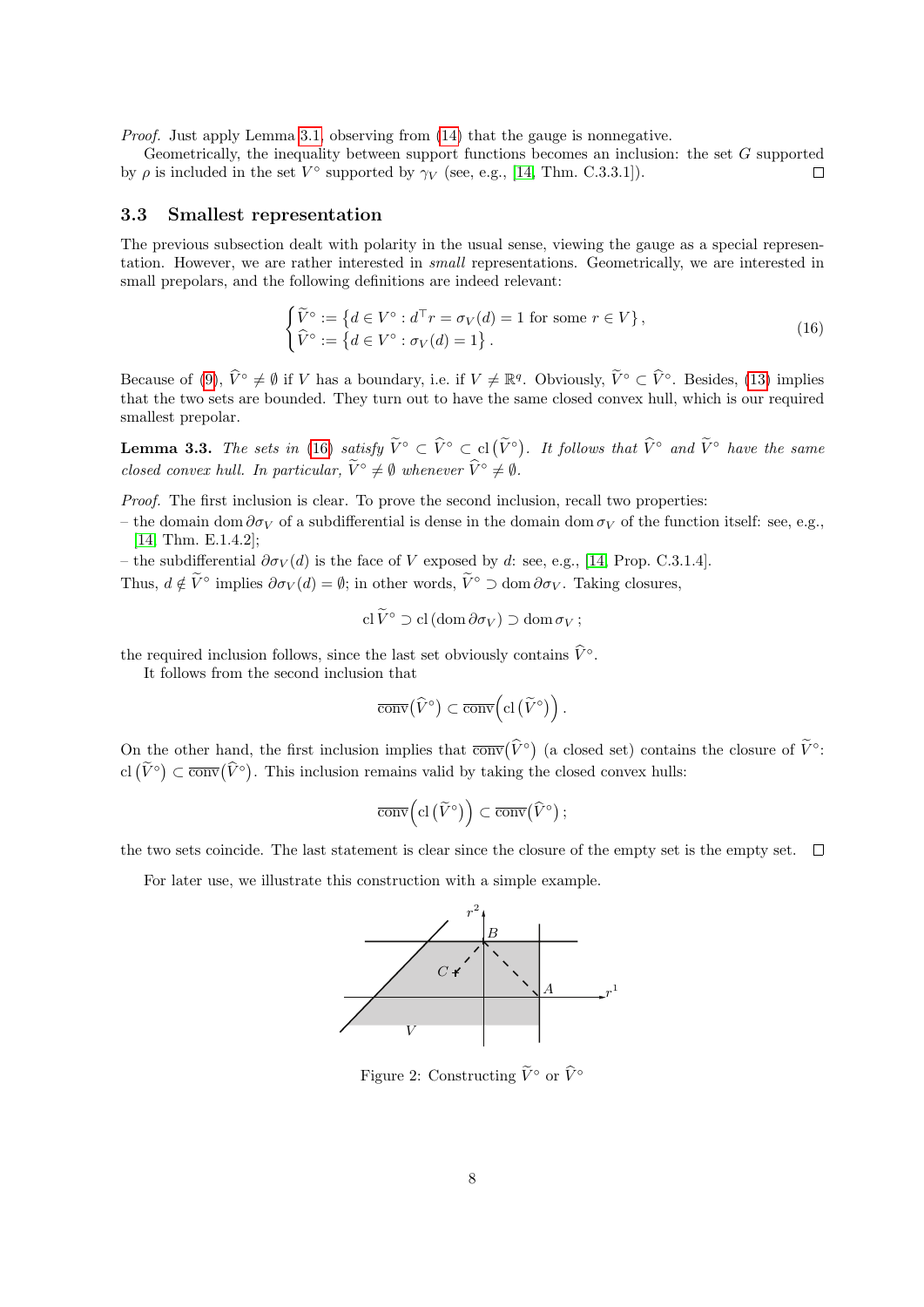*Proof.* Just apply Lemma 3.1, observing from (14) that the gauge is nonnegative.

Geometrically, the inequality between support functions becomes an inclusion: the set $G$ supported by $\rho$ is included in the set $V^\circ$ supported by $\gamma_V$ (see, e.g., [14, Thm. C.3.3.1]). $\square$

### 3.3 Smallest representation

The previous subsection dealt with polarity in the usual sense, viewing the gauge as a special representation. However, we are rather interested in *small* representations. Geometrically, we are interested in small prepolars, and the following definitions are indeed relevant:

$$
\begin{cases}
\widetilde{V}^\circ := \left\{ d \in V^\circ : d^\top r = \sigma_V(d) = 1 \text{ for some } r \in V \right\}, \\
\widehat{V}^\circ := \left\{ d \in V^\circ : \sigma_V(d) = 1 \right\}.
\end{cases}
\tag{16}
$$

Because of (9), $\widehat{V}^\circ \neq \emptyset$ if $V$ has a boundary, i.e. if $V \neq \mathbb{R}^q$. Obviously, $\widetilde{V}^\circ \subset \widehat{V}^\circ$. Besides, (13) implies that the two sets are bounded. They turn out to have the same closed convex hull, which is our required smallest prepolar.

**Lemma 3.3.** *The sets in (16) satisfy $\widetilde{V}^\circ \subset \widehat{V}^\circ \subset \operatorname{cl}\big(\widetilde{V}^\circ\big)$. It follows that $\widehat{V}^\circ$ and $\widetilde{V}^\circ$ have the same closed convex hull. In particular, $\widetilde{V}^\circ \neq \emptyset$ whenever $\widehat{V}^\circ \neq \emptyset$.*

*Proof.* The first inclusion is clear. To prove the second inclusion, recall two properties:

– the domain $\operatorname{dom} \partial\sigma_V$ of a subdifferential is dense in the domain $\operatorname{dom} \sigma_V$ of the function itself: see, e.g., [14, Thm. E.1.4.2];

– the subdifferential $\partial\sigma_V(d)$ is the face of $V$ exposed by $d$: see, e.g., [14, Prop. C.3.1.4].

Thus, $d \notin \widetilde{V}^\circ$ implies $\partial\sigma_V(d) = \emptyset$; in other words, $\widetilde{V}^\circ \supset \operatorname{dom} \partial\sigma_V$. Taking closures,

$$
\operatorname{cl} \widetilde{V}^\circ \supset \operatorname{cl}(\operatorname{dom} \partial\sigma_V) \supset \operatorname{dom} \sigma_V ;
$$

the required inclusion follows, since the last set obviously contains $\widehat{V}^\circ$.

It follows from the second inclusion that

$$
\overline{\operatorname{conv}}\big(\widehat{V}^\circ\big) \subset \overline{\operatorname{conv}}\Big(\operatorname{cl}\big(\widetilde{V}^\circ\big)\Big).
$$

On the other hand, the first inclusion implies that $\overline{\operatorname{conv}}\big(\widehat{V}^\circ\big)$ (a closed set) contains the closure of $\widetilde{V}^\circ$: $\operatorname{cl}\big(\widetilde{V}^\circ\big) \subset \overline{\operatorname{conv}}\big(\widehat{V}^\circ\big)$. This inclusion remains valid by taking the closed convex hulls:

$$
\overline{\operatorname{conv}}\Big(\operatorname{cl}\big(\widetilde{V}^\circ\big)\Big) \subset \overline{\operatorname{conv}}\big(\widehat{V}^\circ\big);
$$

the two sets coincide. The last statement is clear since the closure of the empty set is the empty set. $\square$

For later use, we illustrate this construction with a simple example.

Figure 2: Constructing $\widetilde{V}^\circ$ or $\widehat{V}^\circ$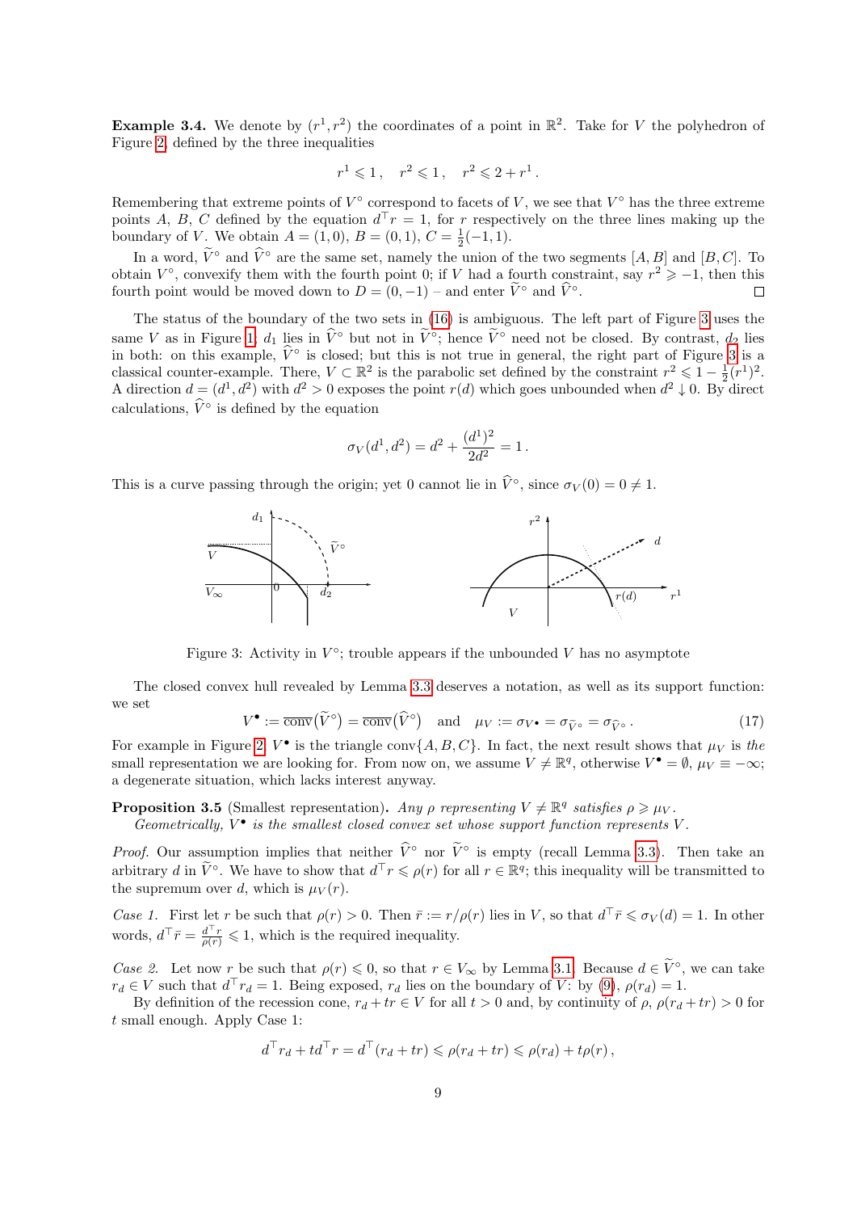**Example 3.4.** We denote by $(r^1, r^2)$ the coordinates of a point in $\mathbb{R}^2$. Take for $V$ the polyhedron of Figure 2, defined by the three inequalities

$$r^1 \leqslant 1\,, \quad r^2 \leqslant 1\,, \quad r^2 \leqslant 2 + r^1\,.$$

Remembering that extreme points of $V^\circ$ correspond to facets of $V$, we see that $V^\circ$ has the three extreme points $A$, $B$, $C$ defined by the equation $d^\top r = 1$, for $r$ respectively on the three lines making up the boundary of $V$. We obtain $A = (1, 0)$, $B = (0, 1)$, $C = \frac{1}{2}(-1, 1)$.

In a word, $\widetilde{V}^\circ$ and $\widehat{V}^\circ$ are the same set, namely the union of the two segments $[A, B]$ and $[B, C]$. To obtain $V^\circ$, convexify them with the fourth point 0; if $V$ had a fourth constraint, say $r^2 \geqslant -1$, then this fourth point would be moved down to $D = (0, -1)$ – and enter $\widetilde{V}^\circ$ and $\widehat{V}^\circ$. $\square$

The status of the boundary of the two sets in (16) is ambiguous. The left part of Figure 3 uses the same $V$ as in Figure 1, $d_1$ lies in $\widehat{V}^\circ$ but not in $\widetilde{V}^\circ$; hence $\widetilde{V}^\circ$ need not be closed. By contrast, $d_2$ lies in both: on this example, $\widehat{V}^\circ$ is closed; but this is not true in general, the right part of Figure 3 is a classical counter-example. There, $V \subset \mathbb{R}^2$ is the parabolic set defined by the constraint $r^2 \leqslant 1 - \frac{1}{2}(r^1)^2$. A direction $d = (d^1, d^2)$ with $d^2 > 0$ exposes the point $r(d)$ which goes unbounded when $d^2 \downarrow 0$. By direct calculations, $\widehat{V}^\circ$ is defined by the equation

$$\sigma_V(d^1, d^2) = d^2 + \frac{(d^1)^2}{2d^2} = 1\,.$$

This is a curve passing through the origin; yet 0 cannot lie in $\widehat{V}^\circ$, since $\sigma_V(0) = 0 \neq 1$.

Figure 3: Activity in $V^\circ$; trouble appears if the unbounded $V$ has no asymptote

The closed convex hull revealed by Lemma 3.3 deserves a notation, as well as its support function: we set

$$V^\bullet := \overline{\mathrm{conv}}\big(\widetilde{V}^\circ\big) = \overline{\mathrm{conv}}\big(\widehat{V}^\circ\big) \quad \text{and} \quad \mu_V := \sigma_{V^\bullet} = \sigma_{\widetilde{V}^\circ} = \sigma_{\widehat{V}^\circ}\,. \tag{17}$$

For example in Figure 2, $V^\bullet$ is the triangle $\mathrm{conv}\{A, B, C\}$. In fact, the next result shows that $\mu_V$ is *the* small representation we are looking for. From now on, we assume $V \neq \mathbb{R}^q$, otherwise $V^\bullet = \emptyset$, $\mu_V \equiv -\infty$; a degenerate situation, which lacks interest anyway.

**Proposition 3.5** (Smallest representation)**.** *Any $\rho$ representing $V \neq \mathbb{R}^q$ satisfies $\rho \geqslant \mu_V$.*
*Geometrically, $V^\bullet$ is the smallest closed convex set whose support function represents $V$.*

*Proof.* Our assumption implies that neither $\widehat{V}^\circ$ nor $\widetilde{V}^\circ$ is empty (recall Lemma 3.3). Then take an arbitrary $d$ in $\widetilde{V}^\circ$. We have to show that $d^\top r \leqslant \rho(r)$ for all $r \in \mathbb{R}^q$; this inequality will be transmitted to the supremum over $d$, which is $\mu_V(r)$.

*Case 1.* First let $r$ be such that $\rho(r) > 0$. Then $\bar{r} := r/\rho(r)$ lies in $V$, so that $d^\top \bar{r} \leqslant \sigma_V(d) = 1$. In other words, $d^\top \bar{r} = \frac{d^\top r}{\rho(r)} \leqslant 1$, which is the required inequality.

*Case 2.* Let now $r$ be such that $\rho(r) \leqslant 0$, so that $r \in V_\infty$ by Lemma 3.1. Because $d \in \widetilde{V}^\circ$, we can take $r_d \in V$ such that $d^\top r_d = 1$. Being exposed, $r_d$ lies on the boundary of $V$: by (9), $\rho(r_d) = 1$.

By definition of the recession cone, $r_d + tr \in V$ for all $t > 0$ and, by continuity of $\rho$, $\rho(r_d + tr) > 0$ for $t$ small enough. Apply Case 1:

$$d^\top r_d + td^\top r = d^\top(r_d + tr) \leqslant \rho(r_d + tr) \leqslant \rho(r_d) + t\rho(r)\,,$$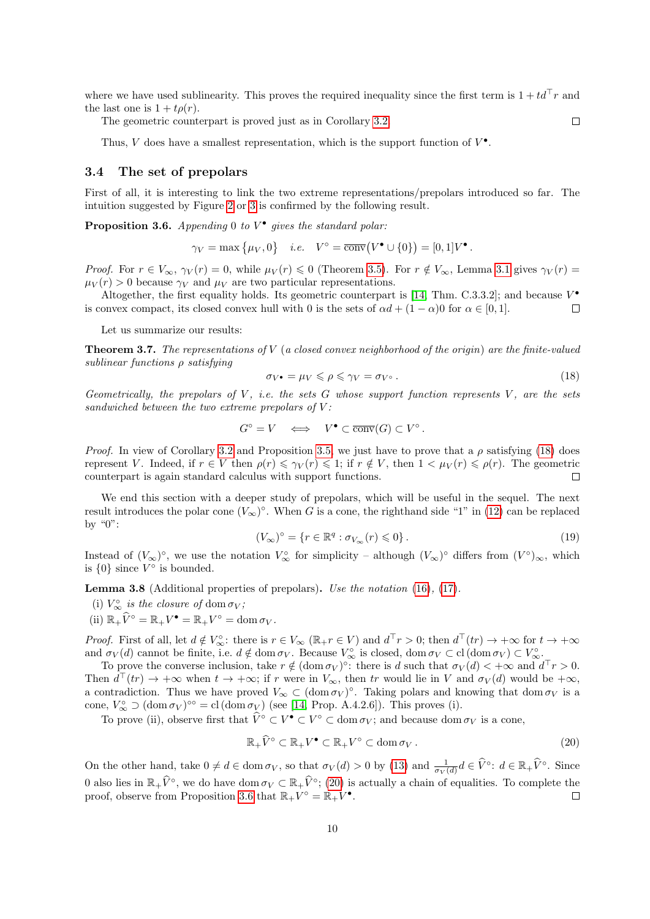where we have used sublinearity. This proves the required inequality since the first term is $1 + td^\top r$ and the last one is $1 + t\rho(r)$.

The geometric counterpart is proved just as in Corollary 3.2. ☐

Thus, $V$ does have a smallest representation, which is the support function of $V^\bullet$.

### 3.4 The set of prepolars

First of all, it is interesting to link the two extreme representations/prepolars introduced so far. The intuition suggested by Figure 2 or 3 is confirmed by the following result.

**Proposition 3.6.** *Appending 0 to $V^\bullet$ gives the standard polar:*

$$\gamma_V = \max\{\mu_V, 0\} \quad i.e. \quad V^\circ = \overline{\text{conv}}\big(V^\bullet \cup \{0\}\big) = [0,1]V^\bullet .$$

*Proof.* For $r \in V_\infty$, $\gamma_V(r) = 0$, while $\mu_V(r) \leqslant 0$ (Theorem 3.5). For $r \notin V_\infty$, Lemma 3.1 gives $\gamma_V(r) = \mu_V(r) > 0$ because $\gamma_V$ and $\mu_V$ are two particular representations.

Altogether, the first equality holds. Its geometric counterpart is [14, Thm. C.3.3.2]; and because $V^\bullet$ is convex compact, its closed convex hull with 0 is the sets of $\alpha d + (1-\alpha)0$ for $\alpha \in [0,1]$. ☐

Let us summarize our results:

**Theorem 3.7.** *The representations of $V$ (a closed convex neighborhood of the origin) are the finite-valued sublinear functions $\rho$ satisfying*

$$\sigma_{V^\bullet} = \mu_V \leqslant \rho \leqslant \gamma_V = \sigma_{V^\circ} . \tag{18}$$

*Geometrically, the prepolars of $V$, i.e. the sets $G$ whose support function represents $V$, are the sets sandwiched between the two extreme prepolars of $V$:*

$$G^\circ = V \quad \Longleftrightarrow \quad V^\bullet \subset \overline{\text{conv}}(G) \subset V^\circ .$$

*Proof.* In view of Corollary 3.2 and Proposition 3.5, we just have to prove that a $\rho$ satisfying (18) does represent $V$. Indeed, if $r \in V$ then $\rho(r) \leqslant \gamma_V(r) \leqslant 1$; if $r \notin V$, then $1 < \mu_V(r) \leqslant \rho(r)$. The geometric counterpart is again standard calculus with support functions. ☐

We end this section with a deeper study of prepolars, which will be useful in the sequel. The next result introduces the polar cone $(V_\infty)^\circ$. When $G$ is a cone, the righthand side "1" in (12) can be replaced by "0":

$$(V_\infty)^\circ = \{r \in \mathbb{R}^q : \sigma_{V_\infty}(r) \leqslant 0\} . \tag{19}$$

Instead of $(V_\infty)^\circ$, we use the notation $V_\infty^\circ$ for simplicity – although $(V_\infty)^\circ$ differs from $(V^\circ)_\infty$, which is $\{0\}$ since $V^\circ$ is bounded.

**Lemma 3.8** (Additional properties of prepolars)**.** *Use the notation (16), (17).*

(i) *$V_\infty^\circ$ is the closure of $\operatorname{dom}\sigma_V$;*

(ii) $\mathbb{R}_+\widehat{V}^\circ = \mathbb{R}_+V^\bullet = \mathbb{R}_+V^\circ = \operatorname{dom}\sigma_V$.

*Proof.* First of all, let $d \notin V_\infty^\circ$: there is $r \in V_\infty$ ($\mathbb{R}_+r \in V$) and $d^\top r > 0$; then $d^\top(tr) \to +\infty$ for $t \to +\infty$ and $\sigma_V(d)$ cannot be finite, i.e. $d \notin \operatorname{dom}\sigma_V$. Because $V_\infty^\circ$ is closed, $\operatorname{dom}\sigma_V \subset \operatorname{cl}(\operatorname{dom}\sigma_V) \subset V_\infty^\circ$.

To prove the converse inclusion, take $r \notin (\operatorname{dom}\sigma_V)^\circ$: there is $d$ such that $\sigma_V(d) < +\infty$ and $d^\top r > 0$. Then $d^\top(tr) \to +\infty$ when $t \to +\infty$; if $r$ were in $V_\infty$, then $tr$ would lie in $V$ and $\sigma_V(d)$ would be $+\infty$, a contradiction. Thus we have proved $V_\infty \subset (\operatorname{dom}\sigma_V)^\circ$. Taking polars and knowing that $\operatorname{dom}\sigma_V$ is a cone, $V_\infty^\circ \supset (\operatorname{dom}\sigma_V)^{\circ\circ} = \operatorname{cl}(\operatorname{dom}\sigma_V)$ (see [14, Prop. A.4.2.6]). This proves (i).

To prove (ii), observe first that $\widehat{V}^\circ \subset V^\bullet \subset V^\circ \subset \operatorname{dom}\sigma_V$; and because $\operatorname{dom}\sigma_V$ is a cone,

$$\mathbb{R}_+\widehat{V}^\circ \subset \mathbb{R}_+V^\bullet \subset \mathbb{R}_+V^\circ \subset \operatorname{dom}\sigma_V . \tag{20}$$

On the other hand, take $0 \neq d \in \operatorname{dom}\sigma_V$, so that $\sigma_V(d) > 0$ by (13) and $\frac{1}{\sigma_V(d)}d \in \widehat{V}^\circ$: $d \in \mathbb{R}_+\widehat{V}^\circ$. Since 0 also lies in $\mathbb{R}_+\widehat{V}^\circ$, we do have $\operatorname{dom}\sigma_V \subset \mathbb{R}_+\widehat{V}^\circ$; (20) is actually a chain of equalities. To complete the proof, observe from Proposition 3.6 that $\mathbb{R}_+V^\circ = \mathbb{R}_+V^\bullet$. ☐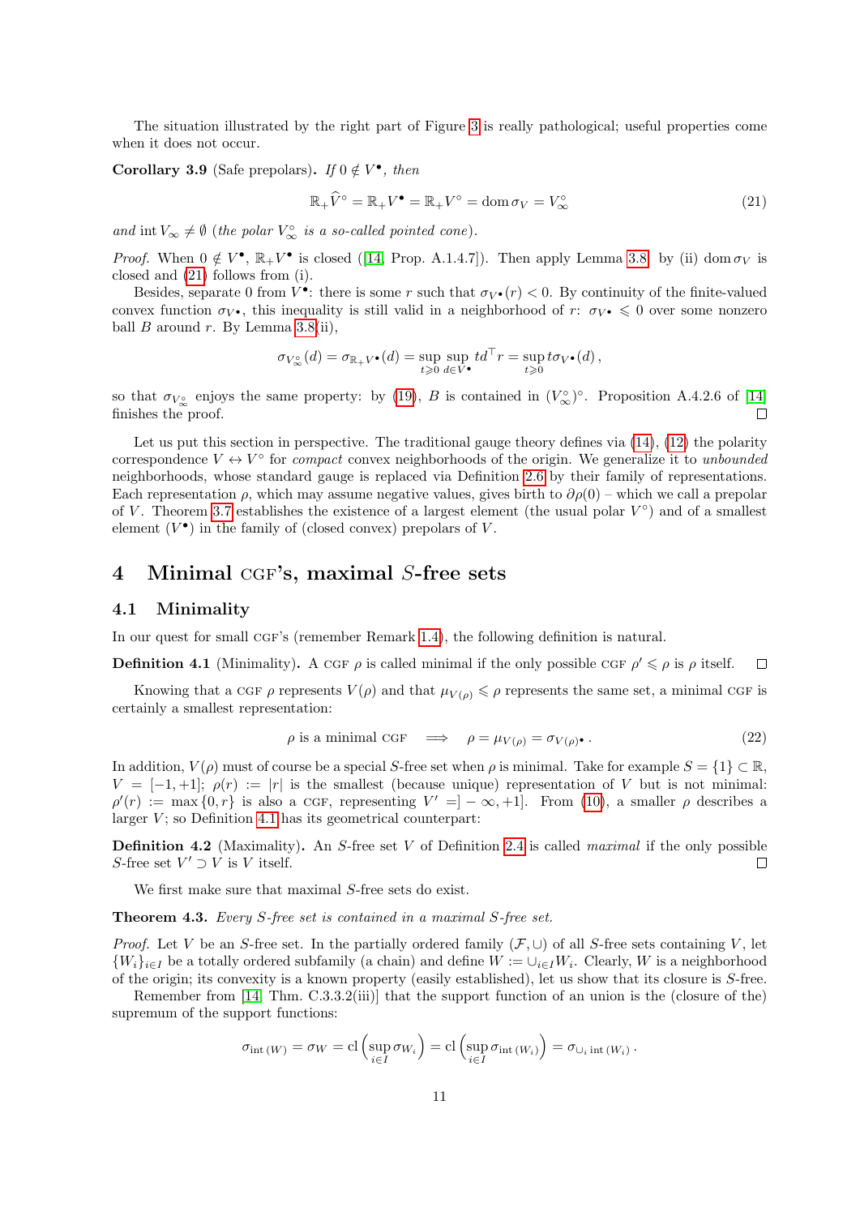The situation illustrated by the right part of Figure 3 is really pathological; useful properties come when it does not occur.

**Corollary 3.9** (Safe prepolars). *If $0 \notin V^\bullet$, then*

$$\mathbb{R}_+\widehat{V}^\circ = \mathbb{R}_+V^\bullet = \mathbb{R}_+V^\circ = \operatorname{dom}\sigma_V = V_\infty^\circ \tag{21}$$

*and* $\operatorname{int} V_\infty \neq \emptyset$ (*the polar $V_\infty^\circ$ is a so-called pointed cone*).

*Proof.* When $0 \notin V^\bullet$, $\mathbb{R}_+V^\bullet$ is closed ([14, Prop. A.1.4.7]). Then apply Lemma 3.8: by (ii) $\operatorname{dom}\sigma_V$ is closed and (21) follows from (i).

Besides, separate 0 from $V^\bullet$: there is some $r$ such that $\sigma_{V^\bullet}(r) < 0$. By continuity of the finite-valued convex function $\sigma_{V^\bullet}$, this inequality is still valid in a neighborhood of $r$: $\sigma_{V^\bullet} \leqslant 0$ over some nonzero ball $B$ around $r$. By Lemma 3.8(ii),

$$\sigma_{V_\infty^\circ}(d) = \sigma_{\mathbb{R}_+V^\bullet}(d) = \sup_{t\geqslant 0}\sup_{d\in V^\bullet} td^\top r = \sup_{t\geqslant 0} t\sigma_{V^\bullet}(d)\,,$$

so that $\sigma_{V_\infty^\circ}$ enjoys the same property: by (19), $B$ is contained in $(V_\infty^\circ)^\circ$. Proposition A.4.2.6 of [14] finishes the proof. ☐

Let us put this section in perspective. The traditional gauge theory defines via (14), (12) the polarity correspondence $V \leftrightarrow V^\circ$ for *compact* convex neighborhoods of the origin. We generalize it to *unbounded* neighborhoods, whose standard gauge is replaced via Definition 2.6 by their family of representations. Each representation $\rho$, which may assume negative values, gives birth to $\partial\rho(0)$ – which we call a prepolar of $V$. Theorem 3.7 establishes the existence of a largest element (the usual polar $V^\circ$) and of a smallest element ($V^\bullet$) in the family of (closed convex) prepolars of $V$.

# 4 Minimal CGF's, maximal $S$-free sets

## 4.1 Minimality

In our quest for small CGF's (remember Remark 1.4), the following definition is natural.

**Definition 4.1** (Minimality). A CGF $\rho$ is called minimal if the only possible CGF $\rho' \leqslant \rho$ is $\rho$ itself. ☐

Knowing that a CGF $\rho$ represents $V(\rho)$ and that $\mu_{V(\rho)} \leqslant \rho$ represents the same set, a minimal CGF is certainly a smallest representation:

$$\rho \text{ is a minimal CGF} \quad\Longrightarrow\quad \rho = \mu_{V(\rho)} = \sigma_{V(\rho)^\bullet}\,. \tag{22}$$

In addition, $V(\rho)$ must of course be a special $S$-free set when $\rho$ is minimal. Take for example $S = \{1\} \subset \mathbb{R}$, $V = [-1, +1]$; $\rho(r) := |r|$ is the smallest (because unique) representation of $V$ but is not minimal: $\rho'(r) := \max\{0, r\}$ is also a CGF, representing $V' = ]-\infty, +1]$. From (10), a smaller $\rho$ describes a larger $V$; so Definition 4.1 has its geometrical counterpart:

**Definition 4.2** (Maximality). An $S$-free set $V$ of Definition 2.4 is called *maximal* if the only possible $S$-free set $V' \supset V$ is $V$ itself. ☐

We first make sure that maximal $S$-free sets do exist.

**Theorem 4.3.** *Every $S$-free set is contained in a maximal $S$-free set.*

*Proof.* Let $V$ be an $S$-free set. In the partially ordered family $(\mathcal{F}, \cup)$ of all $S$-free sets containing $V$, let $\{W_i\}_{i\in I}$ be a totally ordered subfamily (a chain) and define $W := \cup_{i\in I}W_i$. Clearly, $W$ is a neighborhood of the origin; its convexity is a known property (easily established), let us show that its closure is $S$-free.

Remember from [14, Thm. C.3.3.2(iii)] that the support function of an union is the (closure of the) supremum of the support functions:

$$\sigma_{\operatorname{int}(W)} = \sigma_W = \operatorname{cl}\left(\sup_{i\in I}\sigma_{W_i}\right) = \operatorname{cl}\left(\sup_{i\in I}\sigma_{\operatorname{int}(W_i)}\right) = \sigma_{\cup_i \operatorname{int}(W_i)}\,.$$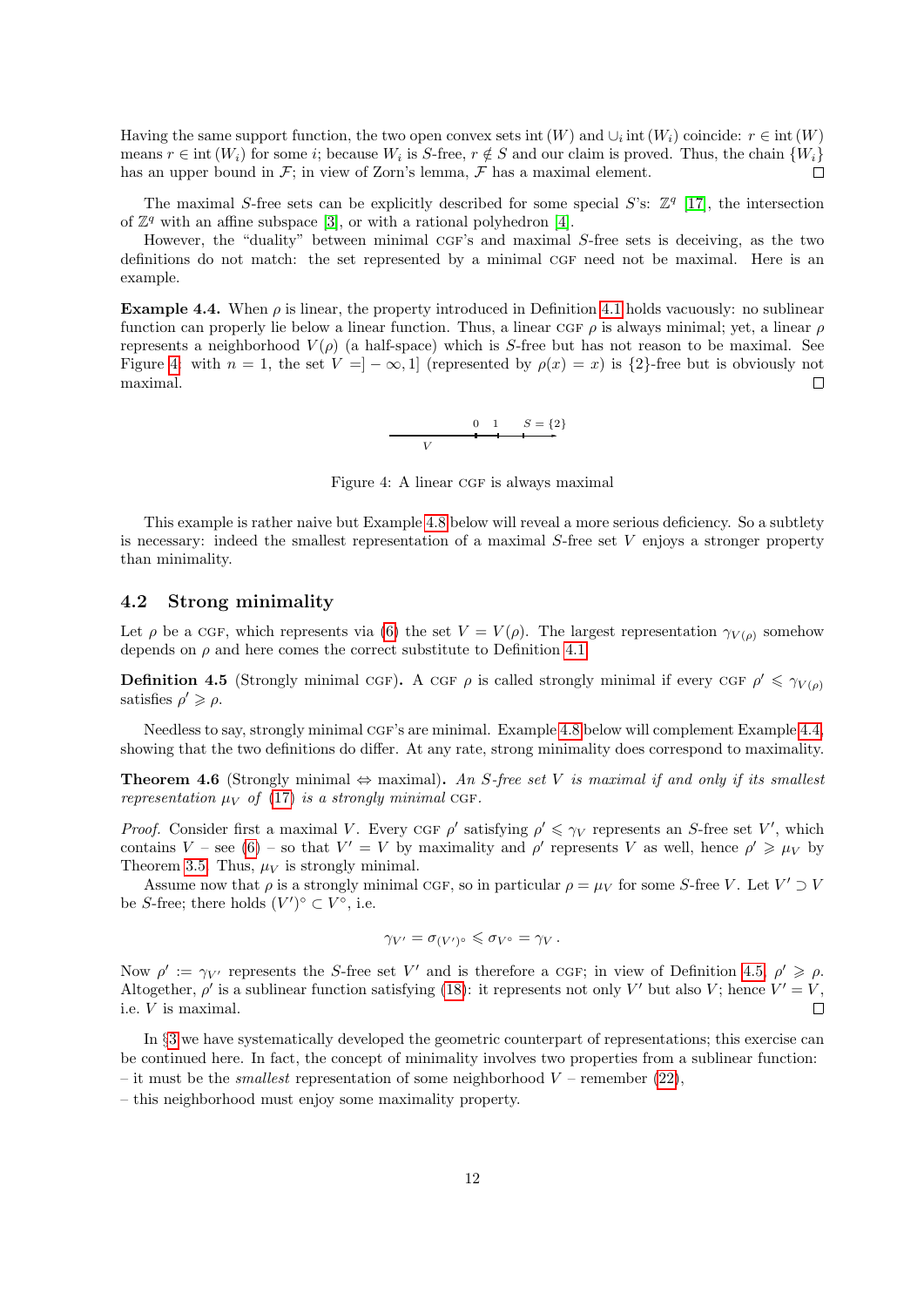Having the same support function, the two open convex sets int $(W)$ and $\cup_i$ int $(W_i)$ coincide: $r \in$ int $(W)$ means $r \in$ int $(W_i)$ for some $i$; because $W_i$ is $S$-free, $r \notin S$ and our claim is proved. Thus, the chain $\{W_i\}$ has an upper bound in $\mathcal{F}$; in view of Zorn's lemma, $\mathcal{F}$ has a maximal element. ☐

The maximal $S$-free sets can be explicitly described for some special $S$'s: $\mathbb{Z}^q$ [17], the intersection of $\mathbb{Z}^q$ with an affine subspace [3], or with a rational polyhedron [4].

However, the "duality" between minimal CGF's and maximal $S$-free sets is deceiving, as the two definitions do not match: the set represented by a minimal CGF need not be maximal. Here is an example.

**Example 4.4.** When $\rho$ is linear, the property introduced in Definition 4.1 holds vacuously: no sublinear function can properly lie below a linear function. Thus, a linear CGF $\rho$ is always minimal; yet, a linear $\rho$ represents a neighborhood $V(\rho)$ (a half-space) which is $S$-free but has not reason to be maximal. See Figure 4: with $n = 1$, the set $V = ]-\infty, 1]$ (represented by $\rho(x) = x$) is $\{2\}$-free but is obviously not maximal. ☐

Figure 4: A linear CGF is always maximal

This example is rather naive but Example 4.8 below will reveal a more serious deficiency. So a subtlety is necessary: indeed the smallest representation of a maximal $S$-free set $V$ enjoys a stronger property than minimality.

## 4.2 Strong minimality

Let $\rho$ be a CGF, which represents via (6) the set $V = V(\rho)$. The largest representation $\gamma_{V(\rho)}$ somehow depends on $\rho$ and here comes the correct substitute to Definition 4.1.

**Definition 4.5** (Strongly minimal CGF)**.** A CGF $\rho$ is called strongly minimal if every CGF $\rho' \leqslant \gamma_{V(\rho)}$ satisfies $\rho' \geqslant \rho$.

Needless to say, strongly minimal CGF's are minimal. Example 4.8 below will complement Example 4.4, showing that the two definitions do differ. At any rate, strong minimality does correspond to maximality.

**Theorem 4.6** (Strongly minimal $\Leftrightarrow$ maximal)**.** *An $S$-free set $V$ is maximal if and only if its smallest representation $\mu_V$ of (17) is a strongly minimal* CGF.

*Proof.* Consider first a maximal $V$. Every CGF $\rho'$ satisfying $\rho' \leqslant \gamma_V$ represents an $S$-free set $V'$, which contains $V$ – see (6) – so that $V' = V$ by maximality and $\rho'$ represents $V$ as well, hence $\rho' \geqslant \mu_V$ by Theorem 3.5. Thus, $\mu_V$ is strongly minimal.

Assume now that $\rho$ is a strongly minimal CGF, so in particular $\rho = \mu_V$ for some $S$-free $V$. Let $V' \supset V$ be $S$-free; there holds $(V')^\circ \subset V^\circ$, i.e.

$$\gamma_{V'} = \sigma_{(V')^\circ} \leqslant \sigma_{V^\circ} = \gamma_V\,.$$

Now $\rho' := \gamma_{V'}$ represents the $S$-free set $V'$ and is therefore a CGF; in view of Definition 4.5, $\rho' \geqslant \rho$. Altogether, $\rho'$ is a sublinear function satisfying (18): it represents not only $V'$ but also $V$; hence $V' = V$, i.e. $V$ is maximal. ☐

In §3 we have systematically developed the geometric counterpart of representations; this exercise can be continued here. In fact, the concept of minimality involves two properties from a sublinear function:
– it must be the *smallest* representation of some neighborhood $V$ – remember (22),
– this neighborhood must enjoy some maximality property.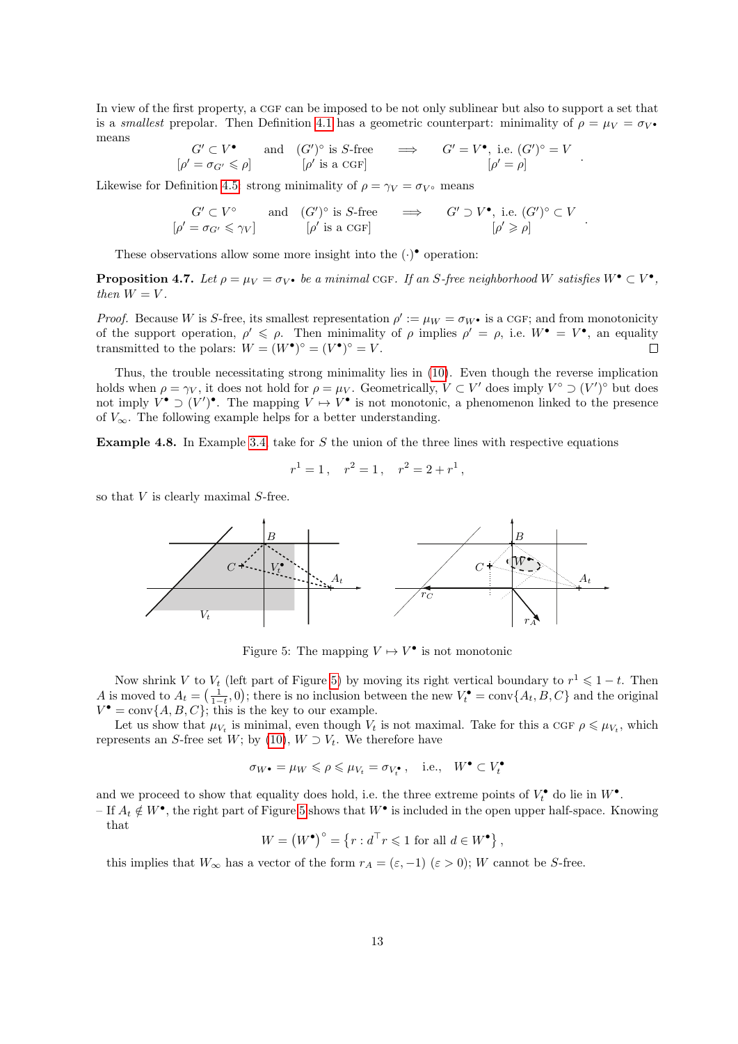In view of the first property, a CGF can be imposed to be not only sublinear but also to support a set that is a *smallest* prepolar. Then Definition 4.1 has a geometric counterpart: minimality of $\rho = \mu_V = \sigma_{V^\bullet}$ means

$$\underset{[\rho' = \sigma_{G'} \leqslant \rho]}{G' \subset V^\bullet} \quad \text{and} \quad \underset{[\rho' \text{ is a CGF}]}{(G')^\circ \text{ is } S\text{-free}} \quad \Longrightarrow \quad \underset{[\rho' = \rho]}{G' = V^\bullet, \text{ i.e. } (G')^\circ = V} \,.$$

Likewise for Definition 4.5 strong minimality of $\rho = \gamma_V = \sigma_{V^\circ}$ means

$$\underset{[\rho' = \sigma_{G'} \leqslant \gamma_V]}{G' \subset V^\circ} \quad \text{and} \quad \underset{[\rho' \text{ is a CGF}]}{(G')^\circ \text{ is } S\text{-free}} \quad \Longrightarrow \quad \underset{[\rho' \geqslant \rho]}{G' \supset V^\bullet, \text{ i.e. } (G')^\circ \subset V} \,.$$

These observations allow some more insight into the $(\cdot)^\bullet$ operation:

**Proposition 4.7.** *Let $\rho = \mu_V = \sigma_{V^\bullet}$ be a minimal* CGF*. If an $S$-free neighborhood $W$ satisfies $W^\bullet \subset V^\bullet$, then $W = V$.*

*Proof.* Because $W$ is $S$-free, its smallest representation $\rho' := \mu_W = \sigma_{W^\bullet}$ is a CGF; and from monotonicity of the support operation, $\rho' \leqslant \rho$. Then minimality of $\rho$ implies $\rho' = \rho$, i.e. $W^\bullet = V^\bullet$, an equality transmitted to the polars: $W = (W^\bullet)^\circ = (V^\bullet)^\circ = V$. ☐

Thus, the trouble necessitating strong minimality lies in (10). Even though the reverse implication holds when $\rho = \gamma_V$, it does not hold for $\rho = \mu_V$. Geometrically, $V \subset V'$ does imply $V^\circ \supset (V')^\circ$ but does not imply $V^\bullet \supset (V')^\bullet$. The mapping $V \mapsto V^\bullet$ is not monotonic, a phenomenon linked to the presence of $V_\infty$. The following example helps for a better understanding.

**Example 4.8.** In Example 3.4 take for $S$ the union of the three lines with respective equations

$$r^1 = 1\,, \quad r^2 = 1\,, \quad r^2 = 2 + r^1\,,$$

so that $V$ is clearly maximal $S$-free.

Figure 5: The mapping $V \mapsto V^\bullet$ is not monotonic

Now shrink $V$ to $V_t$ (left part of Figure 5) by moving its right vertical boundary to $r^1 \leqslant 1 - t$. Then $A$ is moved to $A_t = \left(\frac{1}{1-t}, 0\right)$; there is no inclusion between the new $V_t^\bullet = \operatorname{conv}\{A_t, B, C\}$ and the original $V^\bullet = \operatorname{conv}\{A, B, C\}$; this is the key to our example.

Let us show that $\mu_{V_t}$ is minimal, even though $V_t$ is not maximal. Take for this a CGF $\rho \leqslant \mu_{V_t}$, which represents an $S$-free set $W$; by (10), $W \supset V_t$. We therefore have

$$\sigma_{W^\bullet} = \mu_W \leqslant \rho \leqslant \mu_{V_t} = \sigma_{V_t^\bullet}\,, \quad \text{i.e.,} \quad W^\bullet \subset V_t^\bullet$$

and we proceed to show that equality does hold, i.e. the three extreme points of $V_t^\bullet$ do lie in $W^\bullet$.

– If $A_t \notin W^\bullet$, the right part of Figure 5 shows that $W^\bullet$ is included in the open upper half-space. Knowing that

$$W = \left(W^\bullet\right)^\circ = \left\{r : d^\top r \leqslant 1 \text{ for all } d \in W^\bullet\right\},$$

this implies that $W_\infty$ has a vector of the form $r_A = (\varepsilon, -1)$ $(\varepsilon > 0)$; $W$ cannot be $S$-free.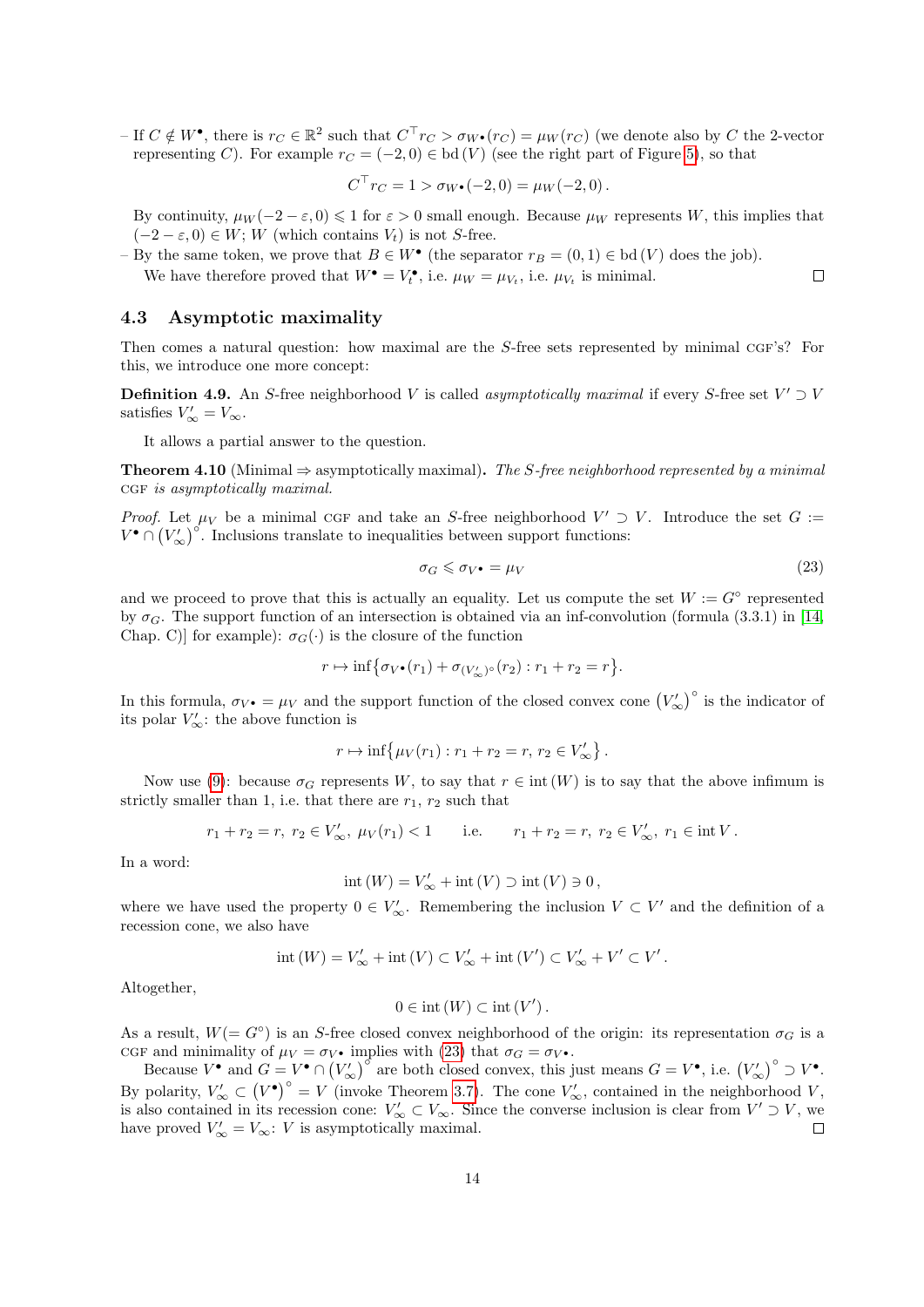– If $C \notin W^\bullet$, there is $r_C \in \mathbb{R}^2$ such that $C^\top r_C > \sigma_{W^\bullet}(r_C) = \mu_W(r_C)$ (we denote also by $C$ the 2-vector representing $C$). For example $r_C = (-2, 0) \in \operatorname{bd}(V)$ (see the right part of Figure 5), so that

$$C^\top r_C = 1 > \sigma_{W^\bullet}(-2, 0) = \mu_W(-2, 0)\,.$$

By continuity, $\mu_W(-2-\varepsilon, 0) \leqslant 1$ for $\varepsilon > 0$ small enough. Because $\mu_W$ represents $W$, this implies that $(-2-\varepsilon, 0) \in W$; $W$ (which contains $V_t$) is not $S$-free.

– By the same token, we prove that $B \in W^\bullet$ (the separator $r_B = (0, 1) \in \operatorname{bd}(V)$ does the job).

We have therefore proved that $W^\bullet = V_t^\bullet$, i.e. $\mu_W = \mu_{V_t}$, i.e. $\mu_{V_t}$ is minimal. ☐

### 4.3 Asymptotic maximality

Then comes a natural question: how maximal are the $S$-free sets represented by minimal CGF's? For this, we introduce one more concept:

**Definition 4.9.** An $S$-free neighborhood $V$ is called *asymptotically maximal* if every $S$-free set $V' \supset V$ satisfies $V'_\infty = V_\infty$.

It allows a partial answer to the question.

**Theorem 4.10** (Minimal ⇒ asymptotically maximal)**.** *The $S$-free neighborhood represented by a minimal* CGF *is asymptotically maximal.*

*Proof.* Let $\mu_V$ be a minimal CGF and take an $S$-free neighborhood $V' \supset V$. Introduce the set $G := V^\bullet \cap \left(V'_\infty\right)^\circ$. Inclusions translate to inequalities between support functions:

$$\sigma_G \leqslant \sigma_{V^\bullet} = \mu_V \tag{23}$$

and we proceed to prove that this is actually an equality. Let us compute the set $W := G^\circ$ represented by $\sigma_G$. The support function of an intersection is obtained via an inf-convolution (formula (3.3.1) in [14, Chap. C)] for example): $\sigma_G(\cdot)$ is the closure of the function

$$r \mapsto \inf\left\{\sigma_{V^\bullet}(r_1) + \sigma_{(V'_\infty)^\circ}(r_2) : r_1 + r_2 = r\right\}.$$

In this formula, $\sigma_{V^\bullet} = \mu_V$ and the support function of the closed convex cone $\left(V'_\infty\right)^\circ$ is the indicator of its polar $V'_\infty$: the above function is

$$r \mapsto \inf\left\{\mu_V(r_1) : r_1 + r_2 = r,\ r_2 \in V'_\infty\right\}.$$

Now use (9): because $\sigma_G$ represents $W$, to say that $r \in \operatorname{int}(W)$ is to say that the above infimum is strictly smaller than 1, i.e. that there are $r_1$, $r_2$ such that

$$r_1 + r_2 = r,\ r_2 \in V'_\infty,\ \mu_V(r_1) < 1 \qquad \text{i.e.} \qquad r_1 + r_2 = r,\ r_2 \in V'_\infty,\ r_1 \in \operatorname{int} V\,.$$

In a word:

$$\operatorname{int}(W) = V'_\infty + \operatorname{int}(V) \supset \operatorname{int}(V) \ni 0\,,$$

where we have used the property $0 \in V'_\infty$. Remembering the inclusion $V \subset V'$ and the definition of a recession cone, we also have

$$\operatorname{int}(W) = V'_\infty + \operatorname{int}(V) \subset V'_\infty + \operatorname{int}(V') \subset V'_\infty + V' \subset V'\,.$$

Altogether,

$$0 \in \operatorname{int}(W) \subset \operatorname{int}(V')\,.$$

As a result, $W(= G^\circ)$ is an $S$-free closed convex neighborhood of the origin: its representation $\sigma_G$ is a CGF and minimality of $\mu_V = \sigma_{V^\bullet}$ implies with (23) that $\sigma_G = \sigma_{V^\bullet}$.

Because $V^\bullet$ and $G = V^\bullet \cap \left(V'_\infty\right)^\circ$ are both closed convex, this just means $G = V^\bullet$, i.e. $\left(V'_\infty\right)^\circ \supset V^\bullet$. By polarity, $V'_\infty \subset \left(V^\bullet\right)^\circ = V$ (invoke Theorem 3.7). The cone $V'_\infty$, contained in the neighborhood $V$, is also contained in its recession cone: $V'_\infty \subset V_\infty$. Since the converse inclusion is clear from $V' \supset V$, we have proved $V'_\infty = V_\infty$: $V$ is asymptotically maximal. ☐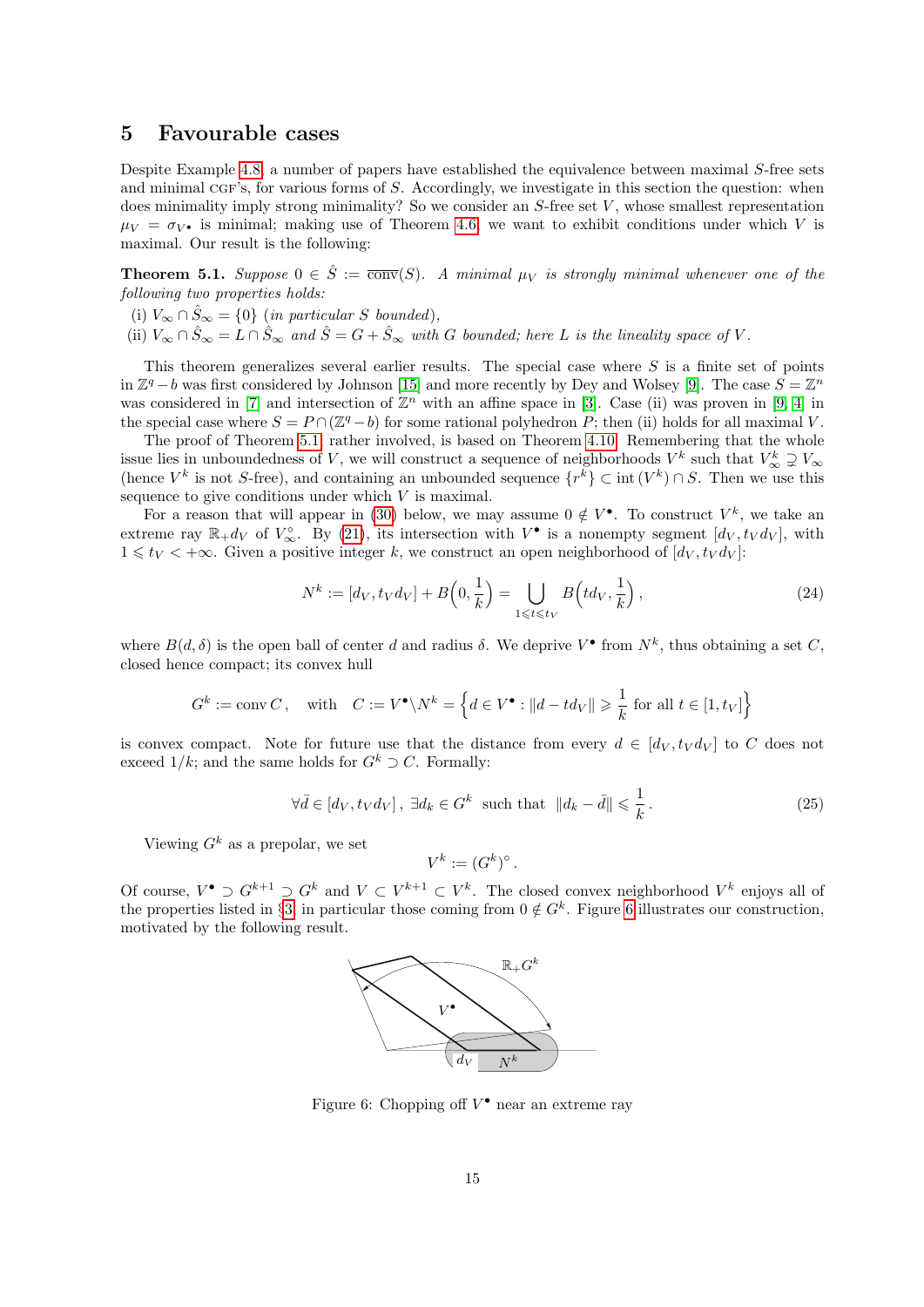## 5 Favourable cases

Despite Example 4.8, a number of papers have established the equivalence between maximal $S$-free sets and minimal CGF's, for various forms of $S$. Accordingly, we investigate in this section the question: when does minimality imply strong minimality? So we consider an $S$-free set $V$, whose smallest representation $\mu_V = \sigma_{V^\bullet}$ is minimal; making use of Theorem 4.6, we want to exhibit conditions under which $V$ is maximal. Our result is the following:

**Theorem 5.1.** *Suppose $0 \in \hat{S} := \overline{\text{conv}}(S)$. A minimal $\mu_V$ is strongly minimal whenever one of the following two properties holds:*

(i) $V_\infty \cap \hat{S}_\infty = \{0\}$ *(in particular $S$ bounded),*

(ii) $V_\infty \cap \hat{S}_\infty = L \cap \hat{S}_\infty$ *and $\hat{S} = G + \hat{S}_\infty$ with $G$ bounded; here $L$ is the linearity space of $V$.*

This theorem generalizes several earlier results. The special case where $S$ is a finite set of points in $\mathbb{Z}^q - b$ was first considered by Johnson [15] and more recently by Dey and Wolsey [9]. The case $S = \mathbb{Z}^n$ was considered in [7] and intersection of $\mathbb{Z}^n$ with an affine space in [3]. Case (ii) was proven in [9, 4] in the special case where $S = P \cap (\mathbb{Z}^q - b)$ for some rational polyhedron $P$; then (ii) holds for all maximal $V$.

The proof of Theorem 5.1, rather involved, is based on Theorem 4.10. Remembering that the whole issue lies in unboundedness of $V$, we will construct a sequence of neighborhoods $V^k$ such that $V^k_\infty \supsetneq V_\infty$ (hence $V^k$ is not $S$-free), and containing an unbounded sequence $\{r^k\} \subset \text{int}\,(V^k) \cap S$. Then we use this sequence to give conditions under which $V$ is maximal.

For a reason that will appear in (30) below, we may assume $0 \notin V^\bullet$. To construct $V^k$, we take an extreme ray $\mathbb{R}_+ d_V$ of $V^\circ_\infty$. By (21), its intersection with $V^\bullet$ is a nonempty segment $[d_V, t_V d_V]$, with $1 \leqslant t_V < +\infty$. Given a positive integer $k$, we construct an open neighborhood of $[d_V, t_V d_V]$:

$$N^k := [d_V, t_V d_V] + B\Big(0, \frac{1}{k}\Big) = \bigcup_{1 \leqslant t \leqslant t_V} B\Big(t d_V, \frac{1}{k}\Big), \tag{24}$$

where $B(d, \delta)$ is the open ball of center $d$ and radius $\delta$. We deprive $V^\bullet$ from $N^k$, thus obtaining a set $C$, closed hence compact; its convex hull

$$G^k := \text{conv}\, C\,, \quad \text{with} \quad C := V^\bullet \backslash N^k = \Big\{d \in V^\bullet : \|d - t d_V\| \geqslant \frac{1}{k} \text{ for all } t \in [1, t_V]\Big\}$$

is convex compact. Note for future use that the distance from every $d \in [d_V, t_V d_V]$ to $C$ does not exceed $1/k$; and the same holds for $G^k \supset C$. Formally:

$$\forall \bar{d} \in [d_V, t_V d_V]\,,\ \exists d_k \in G^k \text{ such that } \|d_k - \bar{d}\| \leqslant \frac{1}{k}\,. \tag{25}$$

Viewing $G^k$ as a prepolar, we set

$$V^k := (G^k)^\circ\,.$$

Of course, $V^\bullet \supset G^{k+1} \supset G^k$ and $V \subset V^{k+1} \subset V^k$. The closed convex neighborhood $V^k$ enjoys all of the properties listed in §3, in particular those coming from $0 \notin G^k$. Figure 6 illustrates our construction, motivated by the following result.

Figure 6: Chopping off $V^\bullet$ near an extreme ray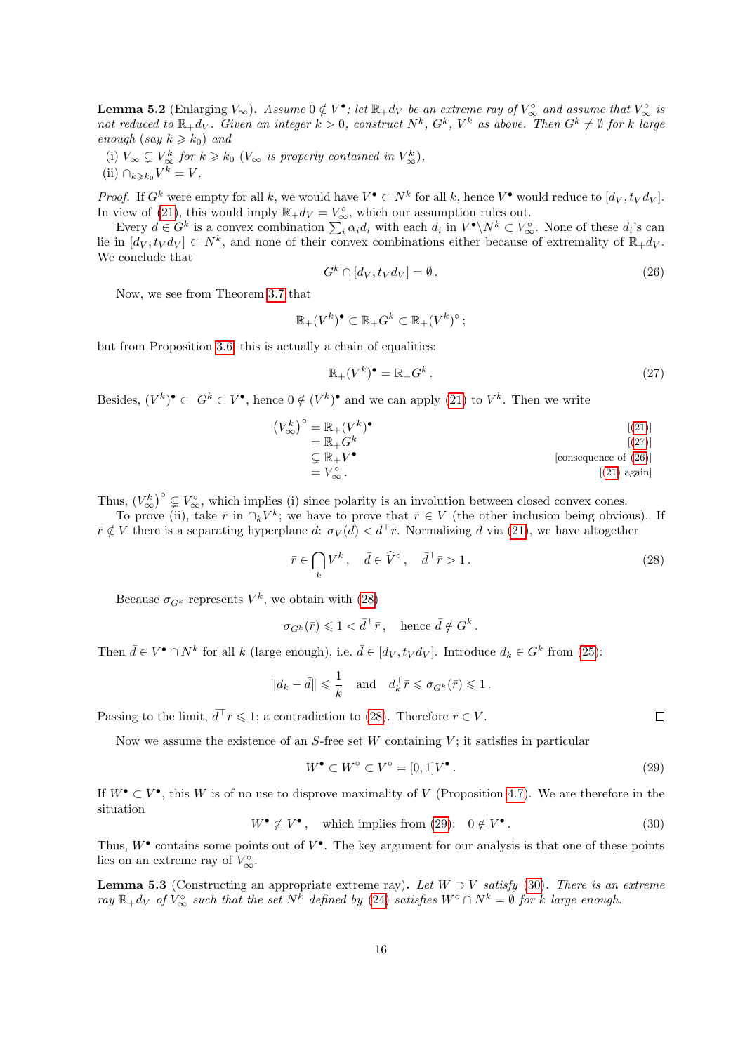**Lemma 5.2** (Enlarging $V_\infty$)**.** *Assume $0 \notin V^\bullet$; let $\mathbb{R}_+ d_V$ be an extreme ray of $V_\infty^\circ$ and assume that $V_\infty^\circ$ is not reduced to $\mathbb{R}_+ d_V$. Given an integer $k > 0$, construct $N^k$, $G^k$, $V^k$ as above. Then $G^k \neq \emptyset$ for $k$ large enough (say $k \geqslant k_0$) and*

(i) *$V_\infty \subsetneq V_\infty^k$ for $k \geqslant k_0$ ($V_\infty$ is properly contained in $V_\infty^k$),*

(ii) *$\cap_{k \geqslant k_0} V^k = V$.*

*Proof.* If $G^k$ were empty for all $k$, we would have $V^\bullet \subset N^k$ for all $k$, hence $V^\bullet$ would reduce to $[d_V, t_V d_V]$. In view of (21), this would imply $\mathbb{R}_+ d_V = V_\infty^\circ$, which our assumption rules out.

Every $d \in G^k$ is a convex combination $\sum_i \alpha_i d_i$ with each $d_i$ in $V^\bullet \backslash N^k \subset V_\infty^\circ$. None of these $d_i$'s can lie in $[d_V, t_V d_V] \subset N^k$, and none of their convex combinations either because of extremality of $\mathbb{R}_+ d_V$. We conclude that

$$G^k \cap [d_V, t_V d_V] = \emptyset\,. \tag{26}$$

Now, we see from Theorem 3.7 that

$$\mathbb{R}_+ (V^k)^\bullet \subset \mathbb{R}_+ G^k \subset \mathbb{R}_+ (V^k)^\circ\,;$$

but from Proposition 3.6, this is actually a chain of equalities:

$$\mathbb{R}_+ (V^k)^\bullet = \mathbb{R}_+ G^k\,. \tag{27}$$

Besides, $(V^k)^\bullet \subset G^k \subset V^\bullet$, hence $0 \notin (V^k)^\bullet$ and we can apply (21) to $V^k$. Then we write

$$\begin{aligned}
\left(V_\infty^k\right)^\circ &= \mathbb{R}_+ (V^k)^\bullet && [(21)]\\
&= \mathbb{R}_+ G^k && [(27)]\\
&\subsetneq \mathbb{R}_+ V^\bullet && [\text{consequence of } (26)]\\
&= V_\infty^\circ\,. && [(21) \text{ again}]
\end{aligned}$$

Thus, $\left(V_\infty^k\right)^\circ \subsetneq V_\infty^\circ$, which implies (i) since polarity is an involution between closed convex cones.

To prove (ii), take $\bar r$ in $\cap_k V^k$; we have to prove that $\bar r \in V$ (the other inclusion being obvious). If $\bar r \notin V$ there is a separating hyperplane $\bar d$: $\sigma_V(\bar d) < \bar d^\top \bar r$. Normalizing $\bar d$ via (21), we have altogether

$$\bar r \in \bigcap_k V^k\,, \quad \bar d \in \widehat{V}^\circ\,, \quad \bar d^\top \bar r > 1\,. \tag{28}$$

Because $\sigma_{G^k}$ represents $V^k$, we obtain with (28)

$$\sigma_{G^k}(\bar r) \leqslant 1 < \bar d^\top \bar r\,, \quad \text{hence } \bar d \notin G^k\,.$$

Then $\bar d \in V^\bullet \cap N^k$ for all $k$ (large enough), i.e. $\bar d \in [d_V, t_V d_V]$. Introduce $d_k \in G^k$ from (25):

$$\|d_k - \bar d\| \leqslant \frac{1}{k} \quad \text{and} \quad d_k^\top \bar r \leqslant \sigma_{G^k}(\bar r) \leqslant 1\,.$$

Passing to the limit, $\bar d^\top \bar r \leqslant 1$; a contradiction to (28). Therefore $\bar r \in V$. $\square$

Now we assume the existence of an $S$-free set $W$ containing $V$; it satisfies in particular

$$W^\bullet \subset W^\circ \subset V^\circ = [0,1] V^\bullet\,. \tag{29}$$

If $W^\bullet \subset V^\bullet$, this $W$ is of no use to disprove maximality of $V$ (Proposition 4.7). We are therefore in the situation

$$W^\bullet \not\subset V^\bullet\,, \quad \text{which implies from (29):} \quad 0 \notin V^\bullet\,. \tag{30}$$

Thus, $W^\bullet$ contains some points out of $V^\bullet$. The key argument for our analysis is that one of these points lies on an extreme ray of $V_\infty^\circ$.

**Lemma 5.3** (Constructing an appropriate extreme ray)**.** *Let $W \supset V$ satisfy (30). There is an extreme ray $\mathbb{R}_+ d_V$ of $V_\infty^\circ$ such that the set $N^k$ defined by (24) satisfies $W^\circ \cap N^k = \emptyset$ for $k$ large enough.*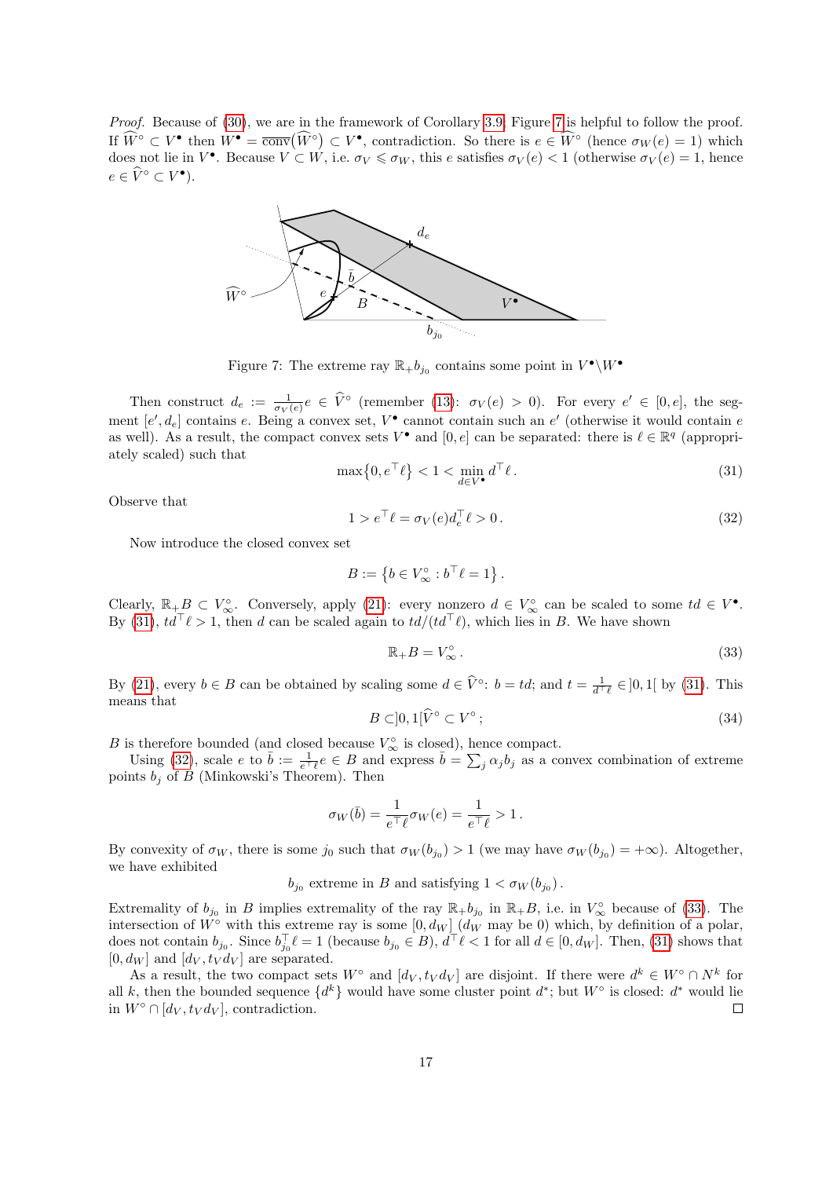*Proof.* Because of (30), we are in the framework of Corollary 3.9. Figure 7 is helpful to follow the proof. If $\widehat{W}^\circ \subset V^\bullet$ then $W^\bullet = \overline{\mathrm{conv}}(\widehat{W}^\circ) \subset V^\bullet$, contradiction. So there is $e \in \widehat{W}^\circ$ (hence $\sigma_W(e) = 1$) which does not lie in $V^\bullet$. Because $V \subset W$, i.e. $\sigma_V \leqslant \sigma_W$, this $e$ satisfies $\sigma_V(e) < 1$ (otherwise $\sigma_V(e) = 1$, hence $e \in \widehat{V}^\circ \subset V^\bullet$).

Figure 7: The extreme ray $\mathbb{R}_+ b_{j_0}$ contains some point in $V^\bullet \backslash W^\bullet$

Then construct $d_e := \frac{1}{\sigma_V(e)} e \in \widehat{V}^\circ$ (remember (13): $\sigma_V(e) > 0$). For every $e' \in [0, e]$, the segment $[e', d_e]$ contains $e$. Being a convex set, $V^\bullet$ cannot contain such an $e'$ (otherwise it would contain $e$ as well). As a result, the compact convex sets $V^\bullet$ and $[0, e]$ can be separated: there is $\ell \in \mathbb{R}^q$ (appropriately scaled) such that

$$\max\{0, e^\top \ell\} < 1 < \min_{d \in V^\bullet} d^\top \ell . \tag{31}$$

Observe that

$$1 > e^\top \ell = \sigma_V(e) d_e^\top \ell > 0 . \tag{32}$$

Now introduce the closed convex set

$$B := \left\{ b \in V^\circ_\infty : b^\top \ell = 1 \right\} .$$

Clearly, $\mathbb{R}_+ B \subset V^\circ_\infty$. Conversely, apply (21): every nonzero $d \in V^\circ_\infty$ can be scaled to some $td \in V^\bullet$. By (31), $td^\top \ell > 1$, then $d$ can be scaled again to $td/(td^\top \ell)$, which lies in $B$. We have shown

$$\mathbb{R}_+ B = V^\circ_\infty . \tag{33}$$

By (21), every $b \in B$ can be obtained by scaling some $d \in \widehat{V}^\circ$: $b = td$; and $t = \frac{1}{d^\top \ell} \in ]0, 1[$ by (31). This means that

$$B \subset ]0, 1[ \widehat{V}^\circ \subset V^\circ ; \tag{34}$$

$B$ is therefore bounded (and closed because $V^\circ_\infty$ is closed), hence compact.

Using (32), scale $e$ to $\bar{b} := \frac{1}{e^\top \ell} e \in B$ and express $\bar{b} = \sum_j \alpha_j b_j$ as a convex combination of extreme points $b_j$ of $B$ (Minkowski's Theorem). Then

$$\sigma_W(\bar{b}) = \frac{1}{e^\top \ell} \sigma_W(e) = \frac{1}{e^\top \ell} > 1 .$$

By convexity of $\sigma_W$, there is some $j_0$ such that $\sigma_W(b_{j_0}) > 1$ (we may have $\sigma_W(b_{j_0}) = +\infty$). Altogether, we have exhibited

$$b_{j_0} \text{ extreme in } B \text{ and satisfying } 1 < \sigma_W(b_{j_0}) .$$

Extremality of $b_{j_0}$ in $B$ implies extremality of the ray $\mathbb{R}_+ b_{j_0}$ in $\mathbb{R}_+ B$, i.e. in $V^\circ_\infty$ because of (33). The intersection of $W^\circ$ with this extreme ray is some $[0, d_W]$ ($d_W$ may be 0) which, by definition of a polar, does not contain $b_{j_0}$. Since $b_{j_0}^\top \ell = 1$ (because $b_{j_0} \in B$), $d^\top \ell < 1$ for all $d \in [0, d_W]$. Then, (31) shows that $[0, d_W]$ and $[d_V, t_V d_V]$ are separated.

As a result, the two compact sets $W^\circ$ and $[d_V, t_V d_V]$ are disjoint. If there were $d^k \in W^\circ \cap N^k$ for all $k$, then the bounded sequence $\{d^k\}$ would have some cluster point $d^*$; but $W^\circ$ is closed: $d^*$ would lie in $W^\circ \cap [d_V, t_V d_V]$, contradiction. $\square$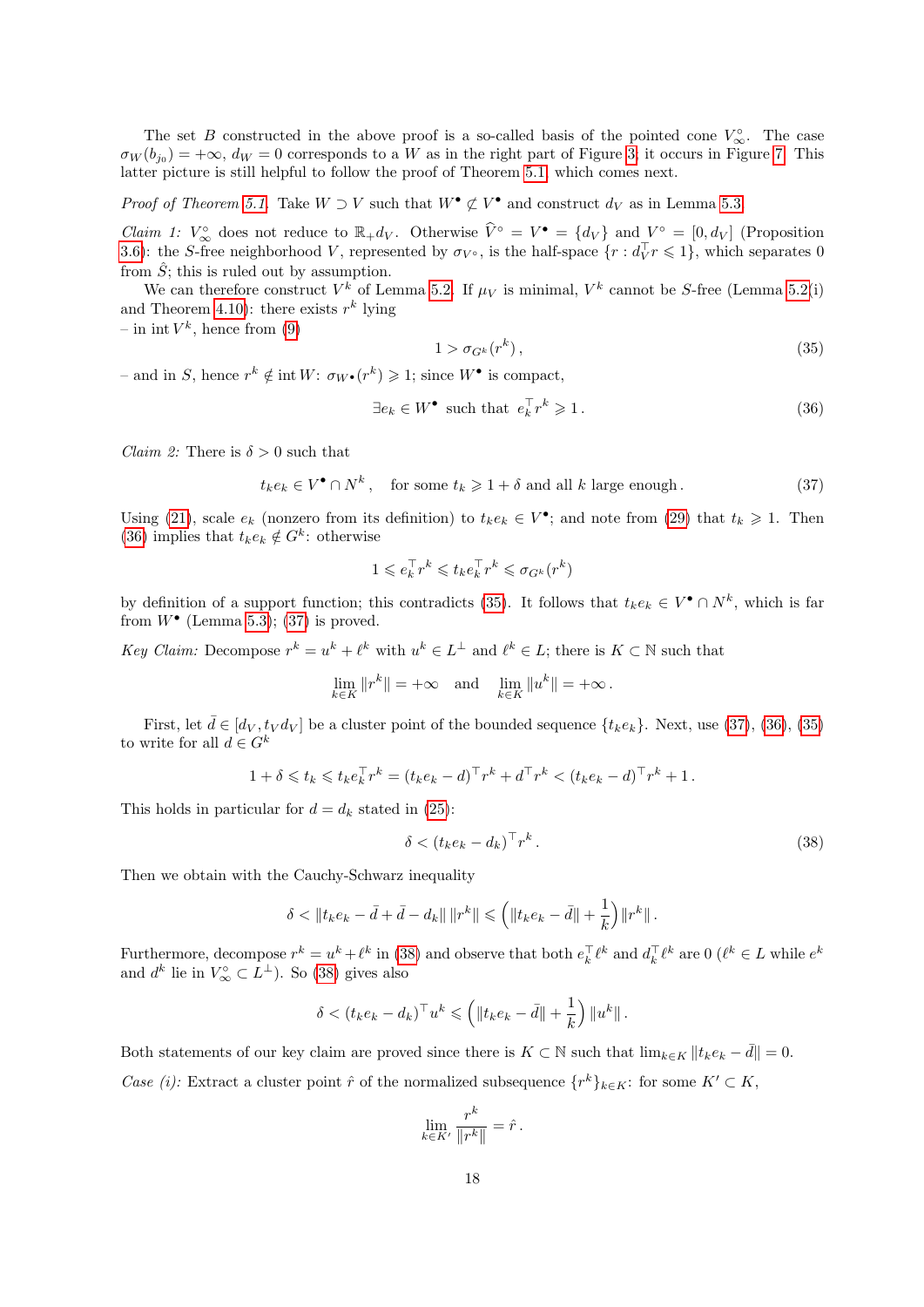The set $B$ constructed in the above proof is a so-called basis of the pointed cone $V_\infty^\circ$. The case $\sigma_W(b_{j_0}) = +\infty$, $d_W = 0$ corresponds to a $W$ as in the right part of Figure 3; it occurs in Figure 7. This latter picture is still helpful to follow the proof of Theorem 5.1, which comes next.

*Proof of Theorem 5.1.* Take $W \supset V$ such that $W^\bullet \not\subset V^\bullet$ and construct $d_V$ as in Lemma 5.3.

*Claim 1:* $V_\infty^\circ$ does not reduce to $\mathbb{R}_+ d_V$. Otherwise $\widehat{V}^\circ = V^\bullet = \{d_V\}$ and $V^\circ = [0, d_V]$ (Proposition 3.6): the $S$-free neighborhood $V$, represented by $\sigma_{V^\circ}$, is the half-space $\{r : d_V^\top r \leqslant 1\}$, which separates 0 from $\hat{S}$; this is ruled out by assumption.

We can therefore construct $V^k$ of Lemma 5.2. If $\mu_V$ is minimal, $V^k$ cannot be $S$-free (Lemma 5.2(i) and Theorem 4.10): there exists $r^k$ lying
– in $\operatorname{int} V^k$, hence from (9)

$$1 > \sigma_{G^k}(r^k) \,, \tag{35}$$

– and in $S$, hence $r^k \notin \operatorname{int} W$: $\sigma_{W^\bullet}(r^k) \geqslant 1$; since $W^\bullet$ is compact,

$$\exists e_k \in W^\bullet \text{ such that } e_k^\top r^k \geqslant 1 \,. \tag{36}$$

*Claim 2:* There is $\delta > 0$ such that

$$t_k e_k \in V^\bullet \cap N^k \,, \quad \text{for some } t_k \geqslant 1 + \delta \text{ and all } k \text{ large enough} \,. \tag{37}$$

Using (21), scale $e_k$ (nonzero from its definition) to $t_k e_k \in V^\bullet$; and note from (29) that $t_k \geqslant 1$. Then (36) implies that $t_k e_k \notin G^k$: otherwise

$$1 \leqslant e_k^\top r^k \leqslant t_k e_k^\top r^k \leqslant \sigma_{G^k}(r^k)$$

by definition of a support function; this contradicts (35). It follows that $t_k e_k \in V^\bullet \cap N^k$, which is far from $W^\bullet$ (Lemma 5.3); (37) is proved.

*Key Claim:* Decompose $r^k = u^k + \ell^k$ with $u^k \in L^\perp$ and $\ell^k \in L$; there is $K \subset \mathbb{N}$ such that

$$\lim_{k \in K} \|r^k\| = +\infty \quad \text{and} \quad \lim_{k \in K} \|u^k\| = +\infty \,.$$

First, let $\bar{d} \in [d_V, t_V d_V]$ be a cluster point of the bounded sequence $\{t_k e_k\}$. Next, use (37), (36), (35) to write for all $d \in G^k$

$$1 + \delta \leqslant t_k \leqslant t_k e_k^\top r^k = (t_k e_k - d)^\top r^k + d^\top r^k < (t_k e_k - d)^\top r^k + 1 \,.$$

This holds in particular for $d = d_k$ stated in (25):

$$\delta < (t_k e_k - d_k)^\top r^k \,. \tag{38}$$

Then we obtain with the Cauchy-Schwarz inequality

$$\delta < \|t_k e_k - \bar{d} + \bar{d} - d_k\| \, \|r^k\| \leqslant \left( \|t_k e_k - \bar{d}\| + \frac{1}{k} \right) \|r^k\| \,.$$

Furthermore, decompose $r^k = u^k + \ell^k$ in (38) and observe that both $e_k^\top \ell^k$ and $d_k^\top \ell^k$ are 0 ($\ell^k \in L$ while $e^k$ and $d^k$ lie in $V_\infty^\circ \subset L^\perp$). So (38) gives also

$$\delta < (t_k e_k - d_k)^\top u^k \leqslant \left( \|t_k e_k - \bar{d}\| + \frac{1}{k} \right) \|u^k\| \,.$$

Both statements of our key claim are proved since there is $K \subset \mathbb{N}$ such that $\lim_{k \in K} \|t_k e_k - \bar{d}\| = 0$.

*Case (i):* Extract a cluster point $\hat{r}$ of the normalized subsequence $\{r^k\}_{k \in K}$: for some $K' \subset K$,

$$\lim_{k \in K'} \frac{r^k}{\|r^k\|} = \hat{r} \,.$$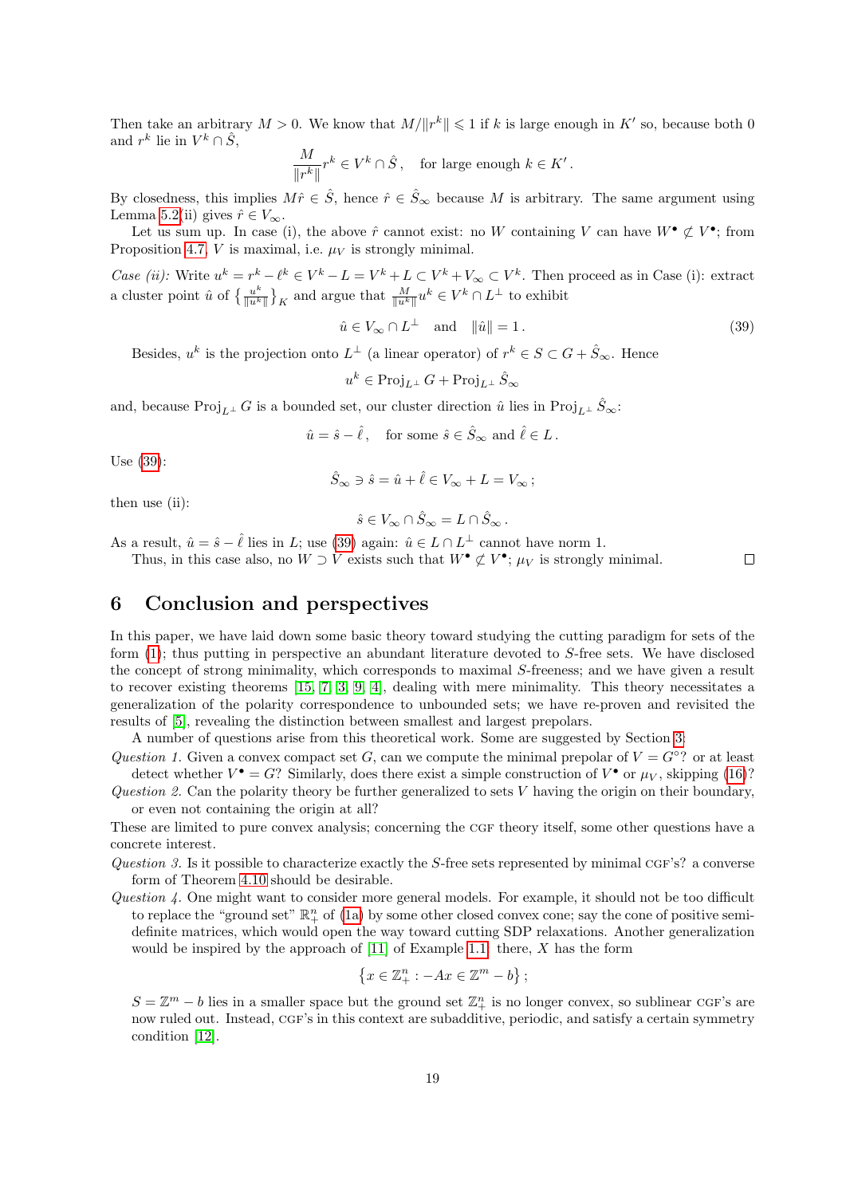Then take an arbitrary $M > 0$. We know that $M/\|r^k\| \leqslant 1$ if $k$ is large enough in $K'$ so, because both 0 and $r^k$ lie in $V^k \cap \hat{S}$,

$$\frac{M}{\|r^k\|} r^k \in V^k \cap \hat{S}\,, \quad \text{for large enough } k \in K'\,.$$

By closedness, this implies $M\hat{r} \in \hat{S}$, hence $\hat{r} \in \hat{S}_\infty$ because $M$ is arbitrary. The same argument using Lemma 5.2(ii) gives $\hat{r} \in V_\infty$.

Let us sum up. In case (i), the above $\hat{r}$ cannot exist: no $W$ containing $V$ can have $W^\bullet \not\subset V^\bullet$; from Proposition 4.7, $V$ is maximal, i.e. $\mu_V$ is strongly minimal.

*Case (ii):* Write $u^k = r^k - \ell^k \in V^k - L = V^k + L \subset V^k + V_\infty \subset V^k$. Then proceed as in Case (i): extract a cluster point $\hat{u}$ of $\left\{\frac{u^k}{\|u^k\|}\right\}_K$ and argue that $\frac{M}{\|u^k\|}u^k \in V^k \cap L^\perp$ to exhibit

$$\hat{u} \in V_\infty \cap L^\perp \quad \text{and} \quad \|\hat{u}\| = 1\,. \tag{39}$$

Besides, $u^k$ is the projection onto $L^\perp$ (a linear operator) of $r^k \in S \subset G + \hat{S}_\infty$. Hence

$$u^k \in \operatorname{Proj}_{L^\perp} G + \operatorname{Proj}_{L^\perp} \hat{S}_\infty$$

and, because $\operatorname{Proj}_{L^\perp} G$ is a bounded set, our cluster direction $\hat{u}$ lies in $\operatorname{Proj}_{L^\perp} \hat{S}_\infty$:

$$\hat{u} = \hat{s} - \hat{\ell}\,, \quad \text{for some } \hat{s} \in \hat{S}_\infty \text{ and } \hat{\ell} \in L\,.$$

Use (39):

$$\hat{S}_\infty \ni \hat{s} = \hat{u} + \hat{\ell} \in V_\infty + L = V_\infty\,;$$

then use (ii):

$$\hat{s} \in V_\infty \cap \hat{S}_\infty = L \cap \hat{S}_\infty\,.$$

As a result, $\hat{u} = \hat{s} - \hat{\ell}$ lies in $L$; use (39) again: $\hat{u} \in L \cap L^\perp$ cannot have norm 1.

Thus, in this case also, no $W \supset V$ exists such that $W^\bullet \not\subset V^\bullet$; $\mu_V$ is strongly minimal. $\square$

## 6 Conclusion and perspectives

In this paper, we have laid down some basic theory toward studying the cutting paradigm for sets of the form (1); thus putting in perspective an abundant literature devoted to $S$-free sets. We have disclosed the concept of strong minimality, which corresponds to maximal $S$-freeness; and we have given a result to recover existing theorems [15, 7, 3, 9, 4], dealing with mere minimality. This theory necessitates a generalization of the polarity correspondence to unbounded sets; we have re-proven and revisited the results of [5], revealing the distinction between smallest and largest prepolars.

A number of questions arise from this theoretical work. Some are suggested by Section 3:

*Question 1.* Given a convex compact set $G$, can we compute the minimal prepolar of $V = G^\circ$? or at least detect whether $V^\bullet = G$? Similarly, does there exist a simple construction of $V^\bullet$ or $\mu_V$, skipping (16)?

*Question 2.* Can the polarity theory be further generalized to sets $V$ having the origin on their boundary, or even not containing the origin at all?

These are limited to pure convex analysis; concerning the CGF theory itself, some other questions have a concrete interest.

*Question 3.* Is it possible to characterize exactly the $S$-free sets represented by minimal CGF's? a converse form of Theorem 4.10 should be desirable.

*Question 4.* One might want to consider more general models. For example, it should not be too difficult to replace the "ground set" $\mathbb{R}^n_+$ of (1a) by some other closed convex cone; say the cone of positive semi-definite matrices, which would open the way toward cutting SDP relaxations. Another generalization would be inspired by the approach of [11] of Example 1.1: there, $X$ has the form

$$\left\{x \in \mathbb{Z}^n_+ : -Ax \in \mathbb{Z}^m - b\right\};$$

$S = \mathbb{Z}^m - b$ lies in a smaller space but the ground set $\mathbb{Z}^n_+$ is no longer convex, so sublinear CGF's are now ruled out. Instead, CGF's in this context are subadditive, periodic, and satisfy a certain symmetry condition [12].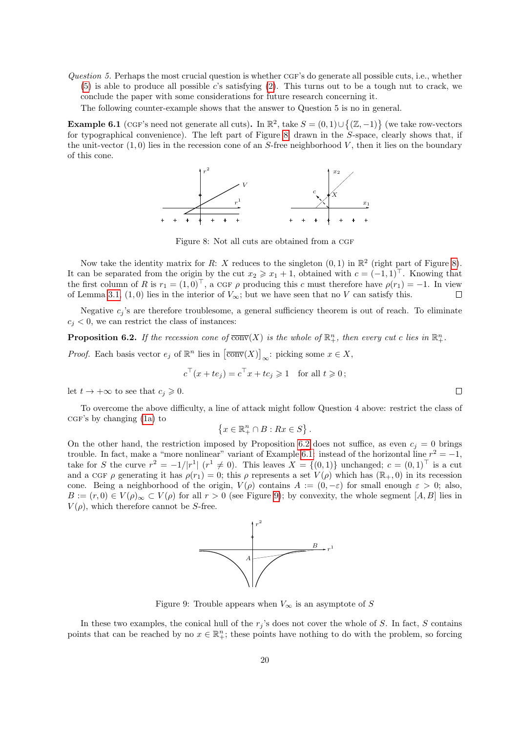*Question 5.* Perhaps the most crucial question is whether CGF's do generate all possible cuts, i.e., whether (5) is able to produce all possible $c$'s satisfying (2). This turns out to be a tough nut to crack, we conclude the paper with some considerations for future research concerning it.

The following counter-example shows that the answer to Question 5 is no in general.

**Example 6.1** (CGF's need not generate all cuts)**.** In $\mathbb{R}^2$, take $S = (0,1) \cup \{(\mathbb{Z}, -1)\}$ (we take row-vectors for typographical convenience). The left part of Figure 8, drawn in the $S$-space, clearly shows that, if the unit-vector $(1,0)$ lies in the recession cone of an $S$-free neighborhood $V$, then it lies on the boundary of this cone.

Figure 8: Not all cuts are obtained from a CGF

Now take the identity matrix for $R$: $X$ reduces to the singleton $(0,1)$ in $\mathbb{R}^2$ (right part of Figure 8). It can be separated from the origin by the cut $x_2 \geqslant x_1 + 1$, obtained with $c = (-1,1)^\top$. Knowing that the first column of $R$ is $r_1 = (1,0)^\top$, a CGF $\rho$ producing this $c$ must therefore have $\rho(r_1) = -1$. In view of Lemma 3.1, $(1,0)$ lies in the interior of $V_\infty$; but we have seen that no $V$ can satisfy this. $\square$

Negative $c_j$'s are therefore troublesome, a general sufficiency theorem is out of reach. To eliminate $c_j < 0$, we can restrict the class of instances:

**Proposition 6.2.** *If the recession cone of $\overline{\text{conv}}(X)$ is the whole of $\mathbb{R}^n_+$, then every cut $c$ lies in $\mathbb{R}^n_+$.*

*Proof.* Each basis vector $e_j$ of $\mathbb{R}^n$ lies in $\left[\overline{\text{conv}}(X)\right]_\infty$: picking some $x \in X$,

$$c^\top(x + te_j) = c^\top x + tc_j \geqslant 1 \quad \text{for all } t \geqslant 0\,;$$

let $t \to +\infty$ to see that $c_j \geqslant 0$. $\square$

To overcome the above difficulty, a line of attack might follow Question 4 above: restrict the class of CGF's by changing (1a) to

$$\left\{x \in \mathbb{R}^n_+ \cap B : Rx \in S\right\}.$$

On the other hand, the restriction imposed by Proposition 6.2 does not suffice, as even $c_j = 0$ brings trouble. In fact, make a "more nonlinear" variant of Example 6.1: instead of the horizontal line $r^2 = -1$, take for $S$ the curve $r^2 = -1/|r^1|$ $(r^1 \neq 0)$. This leaves $X = \{(0,1)\}$ unchanged; $c = (0,1)^\top$ is a cut and a CGF $\rho$ generating it has $\rho(r_1) = 0$; this $\rho$ represents a set $V(\rho)$ which has $(\mathbb{R}_+, 0)$ in its recession cone. Being a neighborhood of the origin, $V(\rho)$ contains $A := (0, -\varepsilon)$ for small enough $\varepsilon > 0$; also, $B := (r, 0) \in V(\rho)_\infty \subset V(\rho)$ for all $r > 0$ (see Figure 9); by convexity, the whole segment $[A, B]$ lies in $V(\rho)$, which therefore cannot be $S$-free.

Figure 9: Trouble appears when $V_\infty$ is an asymptote of $S$

In these two examples, the conical hull of the $r_j$'s does not cover the whole of $S$. In fact, $S$ contains points that can be reached by no $x \in \mathbb{R}^n_+$; these points have nothing to do with the problem, so forcing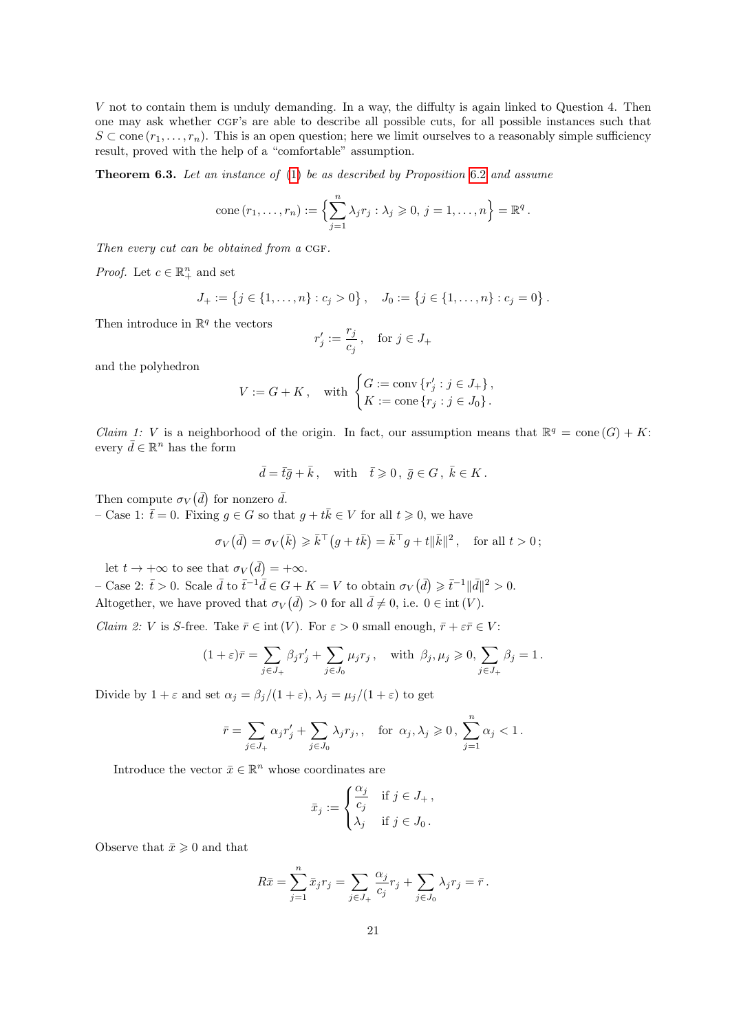$V$ not to contain them is unduly demanding. In a way, the diffulty is again linked to Question 4. Then one may ask whether CGF's are able to describe all possible cuts, for all possible instances such that $S \subset \operatorname{cone}(r_1, \ldots, r_n)$. This is an open question; here we limit ourselves to a reasonably simple sufficiency result, proved with the help of a "comfortable" assumption.

**Theorem 6.3.** *Let an instance of* (1) *be as described by Proposition* 6.2 *and assume*

$$\operatorname{cone}(r_1, \ldots, r_n) := \Big\{ \sum_{j=1}^n \lambda_j r_j : \lambda_j \geqslant 0, \; j = 1, \ldots, n \Big\} = \mathbb{R}^q .$$

*Then every cut can be obtained from a* CGF.

*Proof.* Let $c \in \mathbb{R}^n_+$ and set

$$J_+ := \big\{ j \in \{1, \ldots, n\} : c_j > 0 \big\}, \quad J_0 := \big\{ j \in \{1, \ldots, n\} : c_j = 0 \big\} .$$

Then introduce in $\mathbb{R}^q$ the vectors

$$r'_j := \frac{r_j}{c_j}, \quad \text{for } j \in J_+$$

and the polyhedron

$$V := G + K , \quad \text{with} \begin{cases} G := \operatorname{conv}\{r'_j : j \in J_+\}, \\ K := \operatorname{cone}\{r_j : j \in J_0\}. \end{cases}$$

*Claim 1: $V$ is a neighborhood of the origin.* In fact, our assumption means that $\mathbb{R}^q = \operatorname{cone}(G) + K$: every $\bar d \in \mathbb{R}^n$ has the form

$$\bar d = \bar t \bar g + \bar k , \quad \text{with} \quad \bar t \geqslant 0 , \; \bar g \in G , \; \bar k \in K .$$

Then compute $\sigma_V(\bar d)$ for nonzero $\bar d$.
– Case 1: $\bar t = 0$. Fixing $g \in G$ so that $g + t\bar k \in V$ for all $t \geqslant 0$, we have

$$\sigma_V(\bar d) = \sigma_V(\bar k) \geqslant \bar k^\top (g + t\bar k) = \bar k^\top g + t\|\bar k\|^2 , \quad \text{for all } t > 0 ;$$

let $t \to +\infty$ to see that $\sigma_V(\bar d) = +\infty$.
– Case 2: $\bar t > 0$. Scale $\bar d$ to $\bar t^{-1} \bar d \in G + K = V$ to obtain $\sigma_V(\bar d) \geqslant \bar t^{-1} \|\bar d\|^2 > 0$.
Altogether, we have proved that $\sigma_V(\bar d) > 0$ for all $\bar d \neq 0$, i.e. $0 \in \operatorname{int}(V)$.

*Claim 2: $V$ is $S$-free.* Take $\bar r \in \operatorname{int}(V)$. For $\varepsilon > 0$ small enough, $\bar r + \varepsilon \bar r \in V$:

$$(1+\varepsilon)\bar r = \sum_{j \in J_+} \beta_j r'_j + \sum_{j \in J_0} \mu_j r_j , \quad \text{with } \beta_j, \mu_j \geqslant 0, \; \sum_{j \in J_+} \beta_j = 1 .$$

Divide by $1+\varepsilon$ and set $\alpha_j = \beta_j/(1+\varepsilon)$, $\lambda_j = \mu_j/(1+\varepsilon)$ to get

$$\bar r = \sum_{j \in J_+} \alpha_j r'_j + \sum_{j \in J_0} \lambda_j r_j , , \quad \text{for } \alpha_j, \lambda_j \geqslant 0 , \; \sum_{j=1}^n \alpha_j < 1 .$$

Introduce the vector $\bar x \in \mathbb{R}^n$ whose coordinates are

$$\bar x_j := \begin{cases} \dfrac{\alpha_j}{c_j} & \text{if } j \in J_+ , \\ \lambda_j & \text{if } j \in J_0 . \end{cases}$$

Observe that $\bar x \geqslant 0$ and that

$$R\bar x = \sum_{j=1}^n \bar x_j r_j = \sum_{j \in J_+} \frac{\alpha_j}{c_j} r_j + \sum_{j \in J_0} \lambda_j r_j = \bar r .$$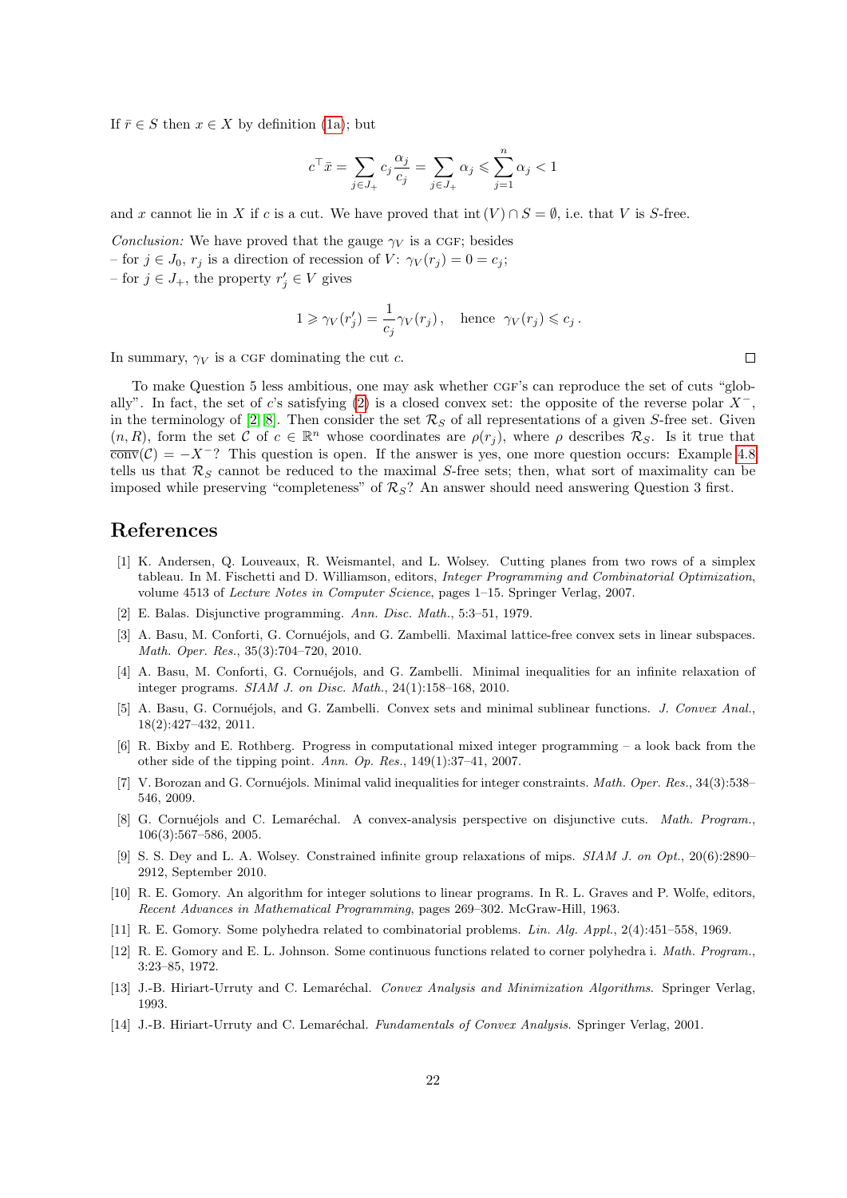If $\bar{r} \in S$ then $x \in X$ by definition (1a); but

$$c^\top \bar{x} = \sum_{j \in J_+} c_j \frac{\alpha_j}{c_j} = \sum_{j \in J_+} \alpha_j \leqslant \sum_{j=1}^{n} \alpha_j < 1$$

and $x$ cannot lie in $X$ if $c$ is a cut. We have proved that $\operatorname{int}(V) \cap S = \emptyset$, i.e. that $V$ is $S$-free.

*Conclusion:* We have proved that the gauge $\gamma_V$ is a CGF; besides
– for $j \in J_0$, $r_j$ is a direction of recession of $V$: $\gamma_V(r_j) = 0 = c_j$;
– for $j \in J_+$, the property $r'_j \in V$ gives

$$1 \geqslant \gamma_V(r'_j) = \frac{1}{c_j}\gamma_V(r_j)\,, \quad \text{hence} \;\; \gamma_V(r_j) \leqslant c_j\,.$$

In summary, $\gamma_V$ is a CGF dominating the cut $c$. □

To make Question 5 less ambitious, one may ask whether CGF's can reproduce the set of cuts "globally". In fact, the set of $c$'s satisfying (2) is a closed convex set: the opposite of the reverse polar $X^-$, in the terminology of [2, 8]. Then consider the set $\mathcal{R}_S$ of all representations of a given $S$-free set. Given $(n, R)$, form the set $\mathcal{C}$ of $c \in \mathbb{R}^n$ whose coordinates are $\rho(r_j)$, where $\rho$ describes $\mathcal{R}_S$. Is it true that $\overline{\operatorname{conv}}(\mathcal{C}) = -X^-$? This question is open. If the answer is yes, one more question occurs: Example 4.8 tells us that $\mathcal{R}_S$ cannot be reduced to the maximal $S$-free sets; then, what sort of maximality can be imposed while preserving "completeness" of $\mathcal{R}_S$? An answer should need answering Question 3 first.

# References

[1] K. Andersen, Q. Louveaux, R. Weismantel, and L. Wolsey. Cutting planes from two rows of a simplex tableau. In M. Fischetti and D. Williamson, editors, *Integer Programming and Combinatorial Optimization*, volume 4513 of *Lecture Notes in Computer Science*, pages 1–15. Springer Verlag, 2007.

[2] E. Balas. Disjunctive programming. *Ann. Disc. Math.*, 5:3–51, 1979.

[3] A. Basu, M. Conforti, G. Cornuéjols, and G. Zambelli. Maximal lattice-free convex sets in linear subspaces. *Math. Oper. Res.*, 35(3):704–720, 2010.

[4] A. Basu, M. Conforti, G. Cornuéjols, and G. Zambelli. Minimal inequalities for an infinite relaxation of integer programs. *SIAM J. on Disc. Math.*, 24(1):158–168, 2010.

[5] A. Basu, G. Cornuéjols, and G. Zambelli. Convex sets and minimal sublinear functions. *J. Convex Anal.*, 18(2):427–432, 2011.

[6] R. Bixby and E. Rothberg. Progress in computational mixed integer programming – a look back from the other side of the tipping point. *Ann. Op. Res.*, 149(1):37–41, 2007.

[7] V. Borozan and G. Cornuéjols. Minimal valid inequalities for integer constraints. *Math. Oper. Res.*, 34(3):538–546, 2009.

[8] G. Cornuéjols and C. Lemaréchal. A convex-analysis perspective on disjunctive cuts. *Math. Program.*, 106(3):567–586, 2005.

[9] S. S. Dey and L. A. Wolsey. Constrained infinite group relaxations of mips. *SIAM J. on Opt.*, 20(6):2890–2912, September 2010.

[10] R. E. Gomory. An algorithm for integer solutions to linear programs. In R. L. Graves and P. Wolfe, editors, *Recent Advances in Mathematical Programming*, pages 269–302. McGraw-Hill, 1963.

[11] R. E. Gomory. Some polyhedra related to combinatorial problems. *Lin. Alg. Appl.*, 2(4):451–558, 1969.

[12] R. E. Gomory and E. L. Johnson. Some continuous functions related to corner polyhedra i. *Math. Program.*, 3:23–85, 1972.

[13] J.-B. Hiriart-Urruty and C. Lemaréchal. *Convex Analysis and Minimization Algorithms*. Springer Verlag, 1993.

[14] J.-B. Hiriart-Urruty and C. Lemaréchal. *Fundamentals of Convex Analysis*. Springer Verlag, 2001.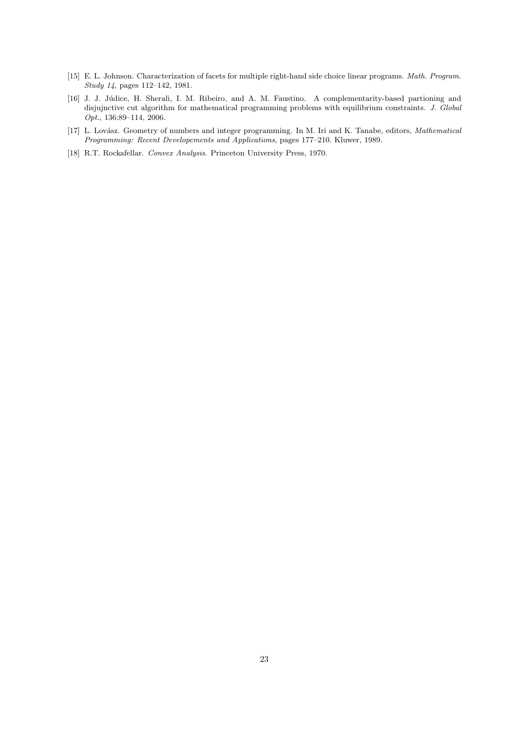[15] E. L. Johnson. Characterization of facets for multiple right-hand side choice linear programs. *Math. Program. Study 14*, pages 112–142, 1981.

[16] J. J. Júdice, H. Sherali, I. M. Ribeiro, and A. M. Faustino. A complementarity-based partioning and disjujnctive cut algorithm for mathematical programming problems with equilibrium constraints. *J. Global Opt.*, 136:89–114, 2006.

[17] L. Lovász. Geometry of numbers and integer programming. In M. Iri and K. Tanabe, editors, *Mathematical Programming: Recent Developements and Applications*, pages 177–210. Kluwer, 1989.

[18] R.T. Rockafellar. *Convex Analysis*. Princeton University Press, 1970.